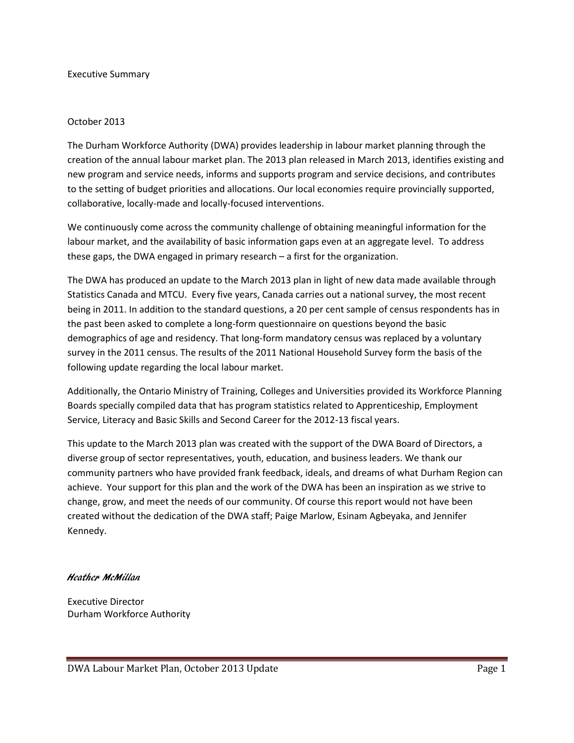# Executive Summary

October 2013

The Durham Workforce Authority (DWA) provides leadership in labour market planning through the creation of the annual labour market plan. The 2013 plan released in March 2013, identifies existing and new program and service needs, informs and supports program and service decisions, and contributes to the setting of budget priorities and allocations. Our local economies require provincially supported, collaborative, locally-made and locally-focused interventions.

We continuously come across the community challenge of obtaining meaningful information for the labour market, and the availability of basic information gaps even at an aggregate level. To address these gaps, the DWA engaged in primary research – a first for the organization.

The DWA has produced an update to the March 2013 plan in light of new data made available through Statistics Canada and MTCU. Every five years, Canada carries out a national survey, the most recent being in 2011. In addition to the standard questions, a 20 per cent sample of census respondents has in the past been asked to complete a long-form questionnaire on questions beyond the basic demographics of age and residency. That long-form mandatory census was replaced by a voluntary survey in the 2011 census. The results of the 2011 National Household Survey form the basis of the following update regarding the local labour market.

Additionally, the Ontario Ministry of Training, Colleges and Universities provided its Workforce Planning Boards specially compiled data that has program statistics related to Apprenticeship, Employment Service, Literacy and Basic Skills and Second Career for the 2012-13 fiscal years.

This update to the March 2013 plan was created with the support of the DWA Board of Directors, a diverse group of sector representatives, youth, education, and business leaders. We thank our community partners who have provided frank feedback, ideals, and dreams of what Durham Region can achieve. Your support for this plan and the work of the DWA has been an inspiration as we strive to change, grow, and meet the needs of our community. Of course this report would not have been created without the dedication of the DWA staff; Paige Marlow, Esinam Agbeyaka, and Jennifer Kennedy.

*Heather McMillan*

Executive Director
Durham Workforce Authority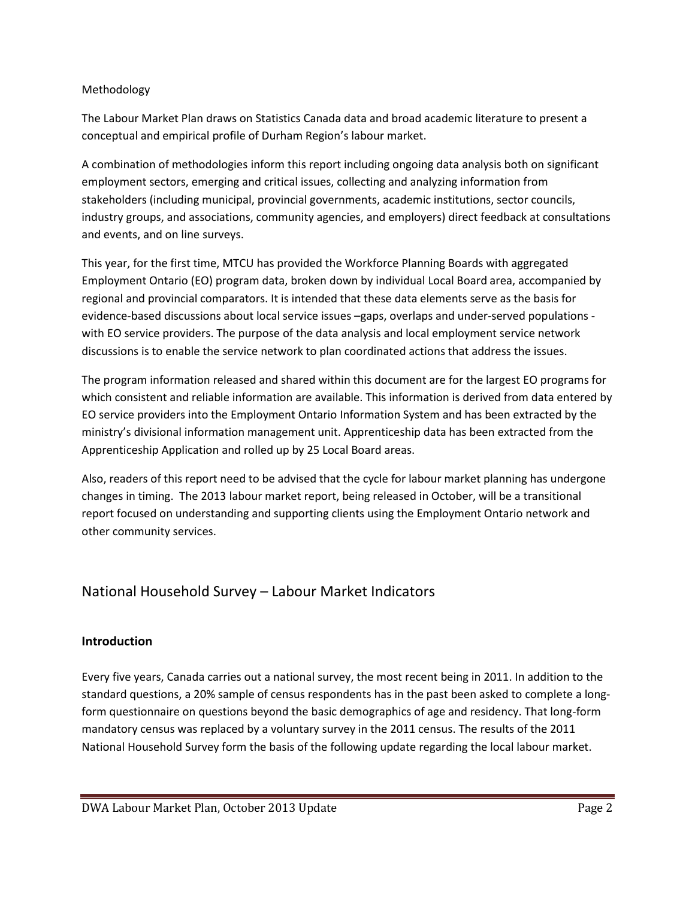Methodology

The Labour Market Plan draws on Statistics Canada data and broad academic literature to present a conceptual and empirical profile of Durham Region's labour market.

A combination of methodologies inform this report including ongoing data analysis both on significant employment sectors, emerging and critical issues, collecting and analyzing information from stakeholders (including municipal, provincial governments, academic institutions, sector councils, industry groups, and associations, community agencies, and employers) direct feedback at consultations and events, and on line surveys.

This year, for the first time, MTCU has provided the Workforce Planning Boards with aggregated Employment Ontario (EO) program data, broken down by individual Local Board area, accompanied by regional and provincial comparators. It is intended that these data elements serve as the basis for evidence-based discussions about local service issues –gaps, overlaps and under-served populations - with EO service providers. The purpose of the data analysis and local employment service network discussions is to enable the service network to plan coordinated actions that address the issues.

The program information released and shared within this document are for the largest EO programs for which consistent and reliable information are available. This information is derived from data entered by EO service providers into the Employment Ontario Information System and has been extracted by the ministry's divisional information management unit. Apprenticeship data has been extracted from the Apprenticeship Application and rolled up by 25 Local Board areas.

Also, readers of this report need to be advised that the cycle for labour market planning has undergone changes in timing. The 2013 labour market report, being released in October, will be a transitional report focused on understanding and supporting clients using the Employment Ontario network and other community services.

## National Household Survey – Labour Market Indicators

### Introduction

Every five years, Canada carries out a national survey, the most recent being in 2011. In addition to the standard questions, a 20% sample of census respondents has in the past been asked to complete a long-form questionnaire on questions beyond the basic demographics of age and residency. That long-form mandatory census was replaced by a voluntary survey in the 2011 census. The results of the 2011 National Household Survey form the basis of the following update regarding the local labour market.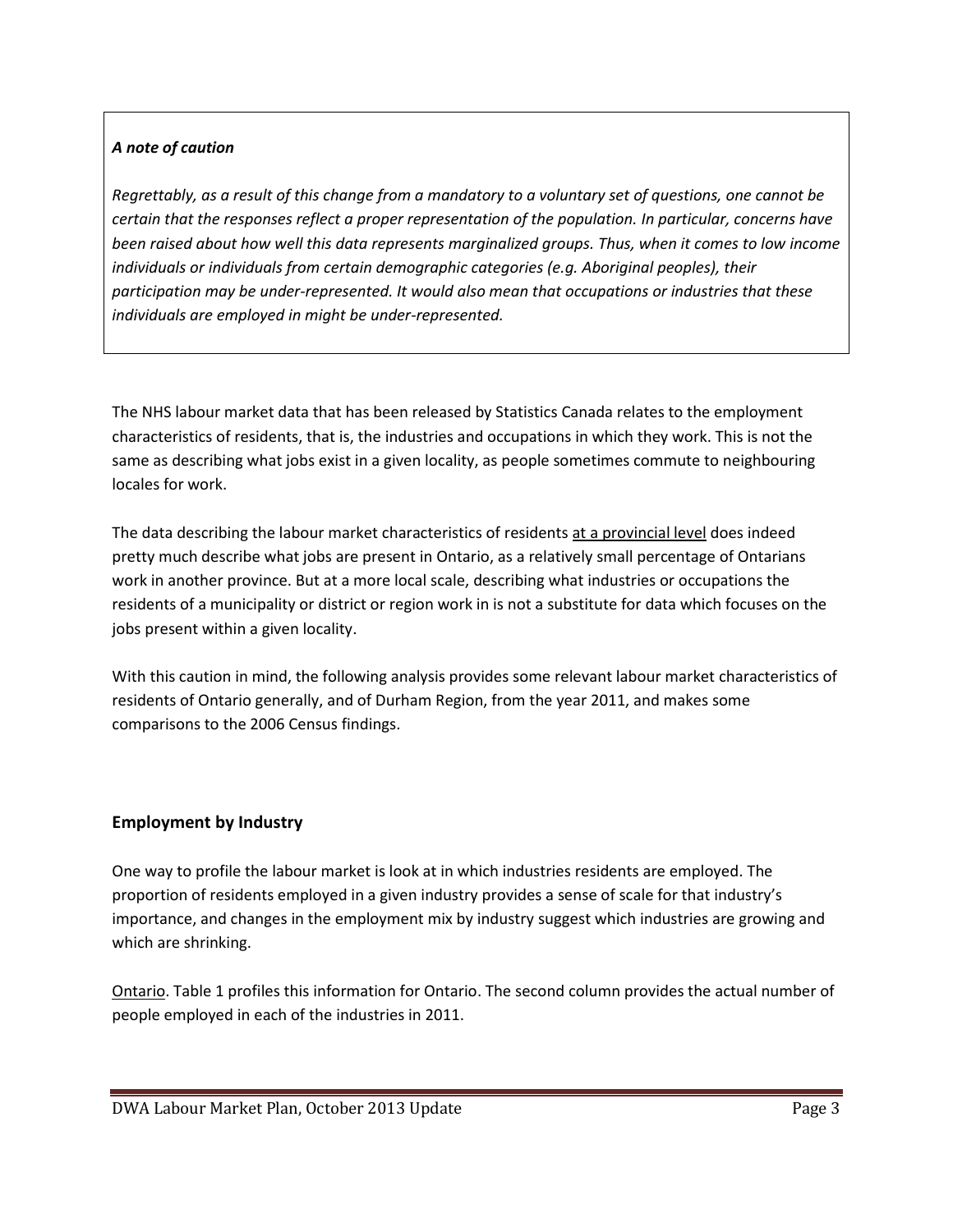***A note of caution***

*Regrettably, as a result of this change from a mandatory to a voluntary set of questions, one cannot be certain that the responses reflect a proper representation of the population. In particular, concerns have been raised about how well this data represents marginalized groups. Thus, when it comes to low income individuals or individuals from certain demographic categories (e.g. Aboriginal peoples), their participation may be under-represented. It would also mean that occupations or industries that these individuals are employed in might be under-represented.*

The NHS labour market data that has been released by Statistics Canada relates to the employment characteristics of residents, that is, the industries and occupations in which they work. This is not the same as describing what jobs exist in a given locality, as people sometimes commute to neighbouring locales for work.

The data describing the labour market characteristics of residents <u>at a provincial level</u> does indeed pretty much describe what jobs are present in Ontario, as a relatively small percentage of Ontarians work in another province. But at a more local scale, describing what industries or occupations the residents of a municipality or district or region work in is not a substitute for data which focuses on the jobs present within a given locality.

With this caution in mind, the following analysis provides some relevant labour market characteristics of residents of Ontario generally, and of Durham Region, from the year 2011, and makes some comparisons to the 2006 Census findings.

## Employment by Industry

One way to profile the labour market is look at in which industries residents are employed. The proportion of residents employed in a given industry provides a sense of scale for that industry's importance, and changes in the employment mix by industry suggest which industries are growing and which are shrinking.

<u>Ontario</u>. Table 1 profiles this information for Ontario. The second column provides the actual number of people employed in each of the industries in 2011.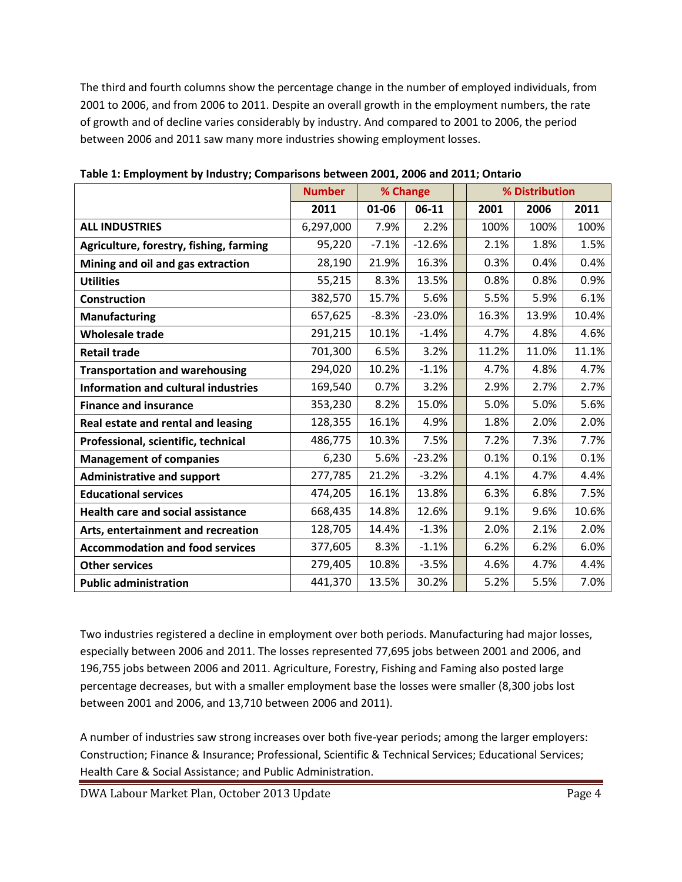The third and fourth columns show the percentage change in the number of employed individuals, from 2001 to 2006, and from 2006 to 2011. Despite an overall growth in the employment numbers, the rate of growth and of decline varies considerably by industry. And compared to 2001 to 2006, the period between 2006 and 2011 saw many more industries showing employment losses.

**Table 1: Employment by Industry; Comparisons between 2001, 2006 and 2011; Ontario**

| | Number | % Change | | | % Distribution | | |
|---|---|---|---|---|---|---|---|
| | 2011 | 01-06 | 06-11 | | 2001 | 2006 | 2011 |
| **ALL INDUSTRIES** | 6,297,000 | 7.9% | 2.2% | | 100% | 100% | 100% |
| **Agriculture, forestry, fishing, farming** | 95,220 | -7.1% | -12.6% | | 2.1% | 1.8% | 1.5% |
| **Mining and oil and gas extraction** | 28,190 | 21.9% | 16.3% | | 0.3% | 0.4% | 0.4% |
| **Utilities** | 55,215 | 8.3% | 13.5% | | 0.8% | 0.8% | 0.9% |
| **Construction** | 382,570 | 15.7% | 5.6% | | 5.5% | 5.9% | 6.1% |
| **Manufacturing** | 657,625 | -8.3% | -23.0% | | 16.3% | 13.9% | 10.4% |
| **Wholesale trade** | 291,215 | 10.1% | -1.4% | | 4.7% | 4.8% | 4.6% |
| **Retail trade** | 701,300 | 6.5% | 3.2% | | 11.2% | 11.0% | 11.1% |
| **Transportation and warehousing** | 294,020 | 10.2% | -1.1% | | 4.7% | 4.8% | 4.7% |
| **Information and cultural industries** | 169,540 | 0.7% | 3.2% | | 2.9% | 2.7% | 2.7% |
| **Finance and insurance** | 353,230 | 8.2% | 15.0% | | 5.0% | 5.0% | 5.6% |
| **Real estate and rental and leasing** | 128,355 | 16.1% | 4.9% | | 1.8% | 2.0% | 2.0% |
| **Professional, scientific, technical** | 486,775 | 10.3% | 7.5% | | 7.2% | 7.3% | 7.7% |
| **Management of companies** | 6,230 | 5.6% | -23.2% | | 0.1% | 0.1% | 0.1% |
| **Administrative and support** | 277,785 | 21.2% | -3.2% | | 4.1% | 4.7% | 4.4% |
| **Educational services** | 474,205 | 16.1% | 13.8% | | 6.3% | 6.8% | 7.5% |
| **Health care and social assistance** | 668,435 | 14.8% | 12.6% | | 9.1% | 9.6% | 10.6% |
| **Arts, entertainment and recreation** | 128,705 | 14.4% | -1.3% | | 2.0% | 2.1% | 2.0% |
| **Accommodation and food services** | 377,605 | 8.3% | -1.1% | | 6.2% | 6.2% | 6.0% |
| **Other services** | 279,405 | 10.8% | -3.5% | | 4.6% | 4.7% | 4.4% |
| **Public administration** | 441,370 | 13.5% | 30.2% | | 5.2% | 5.5% | 7.0% |

Two industries registered a decline in employment over both periods. Manufacturing had major losses, especially between 2006 and 2011. The losses represented 77,695 jobs between 2001 and 2006, and 196,755 jobs between 2006 and 2011. Agriculture, Forestry, Fishing and Faming also posted large percentage decreases, but with a smaller employment base the losses were smaller (8,300 jobs lost between 2001 and 2006, and 13,710 between 2006 and 2011).

A number of industries saw strong increases over both five-year periods; among the larger employers: Construction; Finance & Insurance; Professional, Scientific & Technical Services; Educational Services; Health Care & Social Assistance; and Public Administration.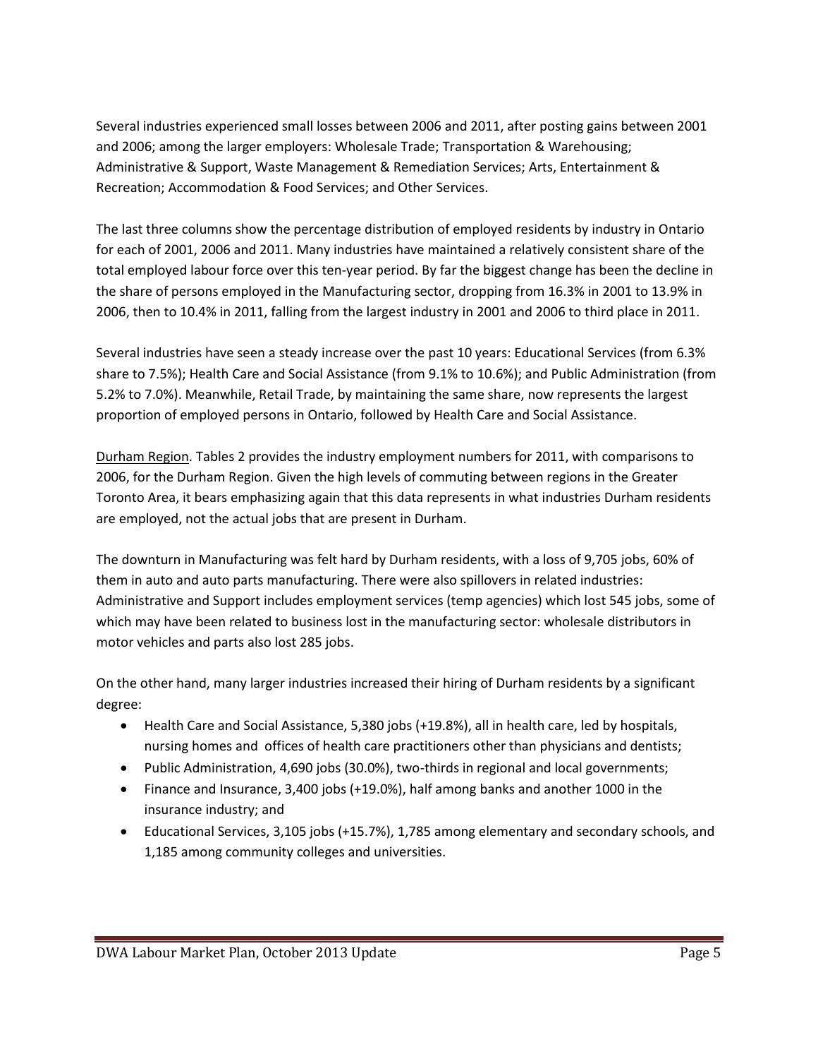Several industries experienced small losses between 2006 and 2011, after posting gains between 2001 and 2006; among the larger employers: Wholesale Trade; Transportation & Warehousing; Administrative & Support, Waste Management & Remediation Services; Arts, Entertainment & Recreation; Accommodation & Food Services; and Other Services.

The last three columns show the percentage distribution of employed residents by industry in Ontario for each of 2001, 2006 and 2011. Many industries have maintained a relatively consistent share of the total employed labour force over this ten-year period. By far the biggest change has been the decline in the share of persons employed in the Manufacturing sector, dropping from 16.3% in 2001 to 13.9% in 2006, then to 10.4% in 2011, falling from the largest industry in 2001 and 2006 to third place in 2011.

Several industries have seen a steady increase over the past 10 years: Educational Services (from 6.3% share to 7.5%); Health Care and Social Assistance (from 9.1% to 10.6%); and Public Administration (from 5.2% to 7.0%). Meanwhile, Retail Trade, by maintaining the same share, now represents the largest proportion of employed persons in Ontario, followed by Health Care and Social Assistance.

Durham Region. Tables 2 provides the industry employment numbers for 2011, with comparisons to 2006, for the Durham Region. Given the high levels of commuting between regions in the Greater Toronto Area, it bears emphasizing again that this data represents in what industries Durham residents are employed, not the actual jobs that are present in Durham.

The downturn in Manufacturing was felt hard by Durham residents, with a loss of 9,705 jobs, 60% of them in auto and auto parts manufacturing. There were also spillovers in related industries: Administrative and Support includes employment services (temp agencies) which lost 545 jobs, some of which may have been related to business lost in the manufacturing sector: wholesale distributors in motor vehicles and parts also lost 285 jobs.

On the other hand, many larger industries increased their hiring of Durham residents by a significant degree:

- Health Care and Social Assistance, 5,380 jobs (+19.8%), all in health care, led by hospitals, nursing homes and offices of health care practitioners other than physicians and dentists;
- Public Administration, 4,690 jobs (30.0%), two-thirds in regional and local governments;
- Finance and Insurance, 3,400 jobs (+19.0%), half among banks and another 1000 in the insurance industry; and
- Educational Services, 3,105 jobs (+15.7%), 1,785 among elementary and secondary schools, and 1,185 among community colleges and universities.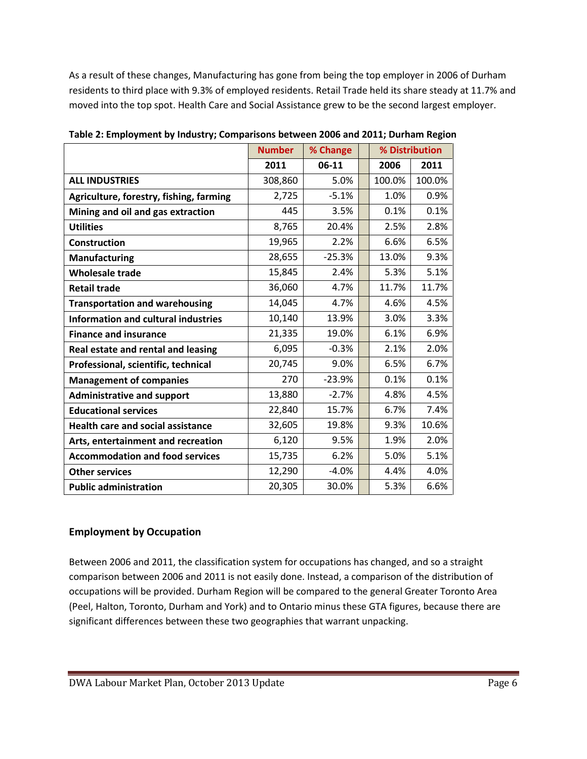As a result of these changes, Manufacturing has gone from being the top employer in 2006 of Durham residents to third place with 9.3% of employed residents. Retail Trade held its share steady at 11.7% and moved into the top spot. Health Care and Social Assistance grew to be the second largest employer.

**Table 2: Employment by Industry; Comparisons between 2006 and 2011; Durham Region**

| | Number | % Change | % Distribution | |
|---|---|---|---|---|
| | 2011 | 06-11 | 2006 | 2011 |
| **ALL INDUSTRIES** | 308,860 | 5.0% | 100.0% | 100.0% |
| **Agriculture, forestry, fishing, farming** | 2,725 | -5.1% | 1.0% | 0.9% |
| **Mining and oil and gas extraction** | 445 | 3.5% | 0.1% | 0.1% |
| **Utilities** | 8,765 | 20.4% | 2.5% | 2.8% |
| **Construction** | 19,965 | 2.2% | 6.6% | 6.5% |
| **Manufacturing** | 28,655 | -25.3% | 13.0% | 9.3% |
| **Wholesale trade** | 15,845 | 2.4% | 5.3% | 5.1% |
| **Retail trade** | 36,060 | 4.7% | 11.7% | 11.7% |
| **Transportation and warehousing** | 14,045 | 4.7% | 4.6% | 4.5% |
| **Information and cultural industries** | 10,140 | 13.9% | 3.0% | 3.3% |
| **Finance and insurance** | 21,335 | 19.0% | 6.1% | 6.9% |
| **Real estate and rental and leasing** | 6,095 | -0.3% | 2.1% | 2.0% |
| **Professional, scientific, technical** | 20,745 | 9.0% | 6.5% | 6.7% |
| **Management of companies** | 270 | -23.9% | 0.1% | 0.1% |
| **Administrative and support** | 13,880 | -2.7% | 4.8% | 4.5% |
| **Educational services** | 22,840 | 15.7% | 6.7% | 7.4% |
| **Health care and social assistance** | 32,605 | 19.8% | 9.3% | 10.6% |
| **Arts, entertainment and recreation** | 6,120 | 9.5% | 1.9% | 2.0% |
| **Accommodation and food services** | 15,735 | 6.2% | 5.0% | 5.1% |
| **Other services** | 12,290 | -4.0% | 4.4% | 4.0% |
| **Public administration** | 20,305 | 30.0% | 5.3% | 6.6% |

## Employment by Occupation

Between 2006 and 2011, the classification system for occupations has changed, and so a straight comparison between 2006 and 2011 is not easily done. Instead, a comparison of the distribution of occupations will be provided. Durham Region will be compared to the general Greater Toronto Area (Peel, Halton, Toronto, Durham and York) and to Ontario minus these GTA figures, because there are significant differences between these two geographies that warrant unpacking.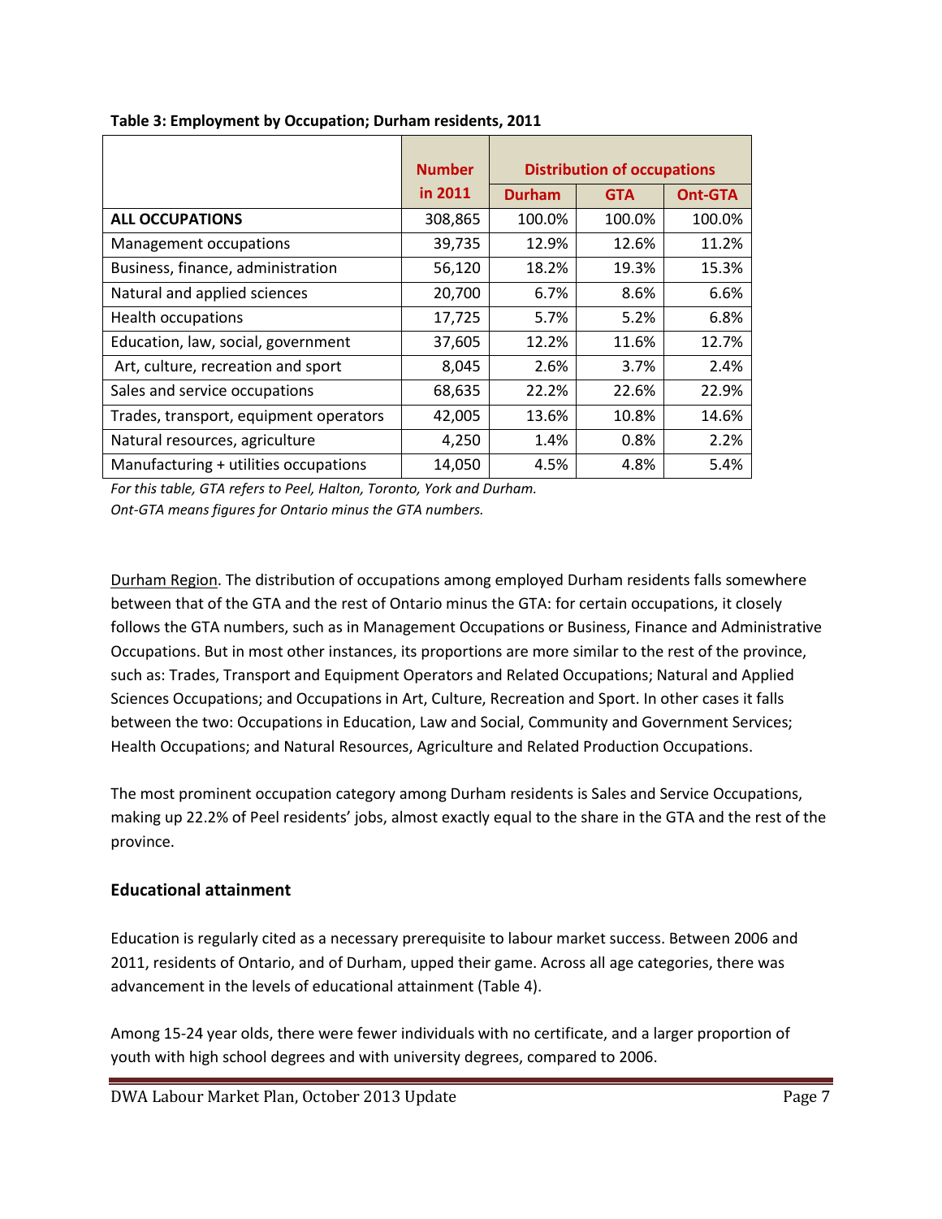**Table 3: Employment by Occupation; Durham residents, 2011**

| | Number in 2011 | Distribution of occupations | | |
|---|---|---|---|---|
| | | Durham | GTA | Ont-GTA |
| **ALL OCCUPATIONS** | 308,865 | 100.0% | 100.0% | 100.0% |
| Management occupations | 39,735 | 12.9% | 12.6% | 11.2% |
| Business, finance, administration | 56,120 | 18.2% | 19.3% | 15.3% |
| Natural and applied sciences | 20,700 | 6.7% | 8.6% | 6.6% |
| Health occupations | 17,725 | 5.7% | 5.2% | 6.8% |
| Education, law, social, government | 37,605 | 12.2% | 11.6% | 12.7% |
| Art, culture, recreation and sport | 8,045 | 2.6% | 3.7% | 2.4% |
| Sales and service occupations | 68,635 | 22.2% | 22.6% | 22.9% |
| Trades, transport, equipment operators | 42,005 | 13.6% | 10.8% | 14.6% |
| Natural resources, agriculture | 4,250 | 1.4% | 0.8% | 2.2% |
| Manufacturing + utilities occupations | 14,050 | 4.5% | 4.8% | 5.4% |

*For this table, GTA refers to Peel, Halton, Toronto, York and Durham.*
*Ont-GTA means figures for Ontario minus the GTA numbers.*

Durham Region. The distribution of occupations among employed Durham residents falls somewhere between that of the GTA and the rest of Ontario minus the GTA: for certain occupations, it closely follows the GTA numbers, such as in Management Occupations or Business, Finance and Administrative Occupations. But in most other instances, its proportions are more similar to the rest of the province, such as: Trades, Transport and Equipment Operators and Related Occupations; Natural and Applied Sciences Occupations; and Occupations in Art, Culture, Recreation and Sport. In other cases it falls between the two: Occupations in Education, Law and Social, Community and Government Services; Health Occupations; and Natural Resources, Agriculture and Related Production Occupations.

The most prominent occupation category among Durham residents is Sales and Service Occupations, making up 22.2% of Peel residents' jobs, almost exactly equal to the share in the GTA and the rest of the province.

## Educational attainment

Education is regularly cited as a necessary prerequisite to labour market success. Between 2006 and 2011, residents of Ontario, and of Durham, upped their game. Across all age categories, there was advancement in the levels of educational attainment (Table 4).

Among 15-24 year olds, there were fewer individuals with no certificate, and a larger proportion of youth with high school degrees and with university degrees, compared to 2006.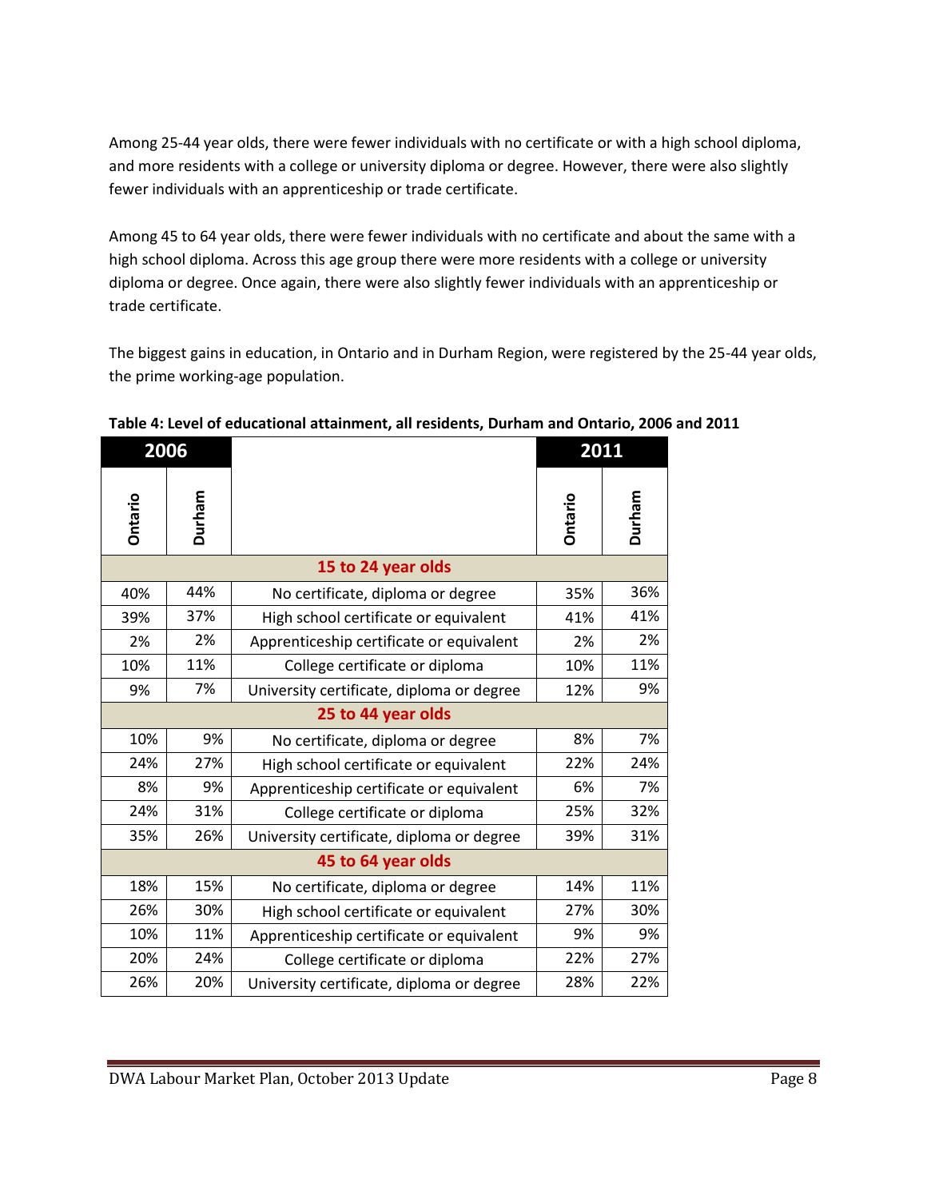Among 25-44 year olds, there were fewer individuals with no certificate or with a high school diploma, and more residents with a college or university diploma or degree. However, there were also slightly fewer individuals with an apprenticeship or trade certificate.

Among 45 to 64 year olds, there were fewer individuals with no certificate and about the same with a high school diploma. Across this age group there were more residents with a college or university diploma or degree. Once again, there were also slightly fewer individuals with an apprenticeship or trade certificate.

The biggest gains in education, in Ontario and in Durham Region, were registered by the 25-44 year olds, the prime working-age population.

**Table 4: Level of educational attainment, all residents, Durham and Ontario, 2006 and 2011**

| 2006 | | | 2011 | |
|---|---|---|---|---|
| Ontario | Durham | | Ontario | Durham |
| | | **15 to 24 year olds** | | |
| 40% | 44% | No certificate, diploma or degree | 35% | 36% |
| 39% | 37% | High school certificate or equivalent | 41% | 41% |
| 2% | 2% | Apprenticeship certificate or equivalent | 2% | 2% |
| 10% | 11% | College certificate or diploma | 10% | 11% |
| 9% | 7% | University certificate, diploma or degree | 12% | 9% |
| | | **25 to 44 year olds** | | |
| 10% | 9% | No certificate, diploma or degree | 8% | 7% |
| 24% | 27% | High school certificate or equivalent | 22% | 24% |
| 8% | 9% | Apprenticeship certificate or equivalent | 6% | 7% |
| 24% | 31% | College certificate or diploma | 25% | 32% |
| 35% | 26% | University certificate, diploma or degree | 39% | 31% |
| | | **45 to 64 year olds** | | |
| 18% | 15% | No certificate, diploma or degree | 14% | 11% |
| 26% | 30% | High school certificate or equivalent | 27% | 30% |
| 10% | 11% | Apprenticeship certificate or equivalent | 9% | 9% |
| 20% | 24% | College certificate or diploma | 22% | 27% |
| 26% | 20% | University certificate, diploma or degree | 28% | 22% |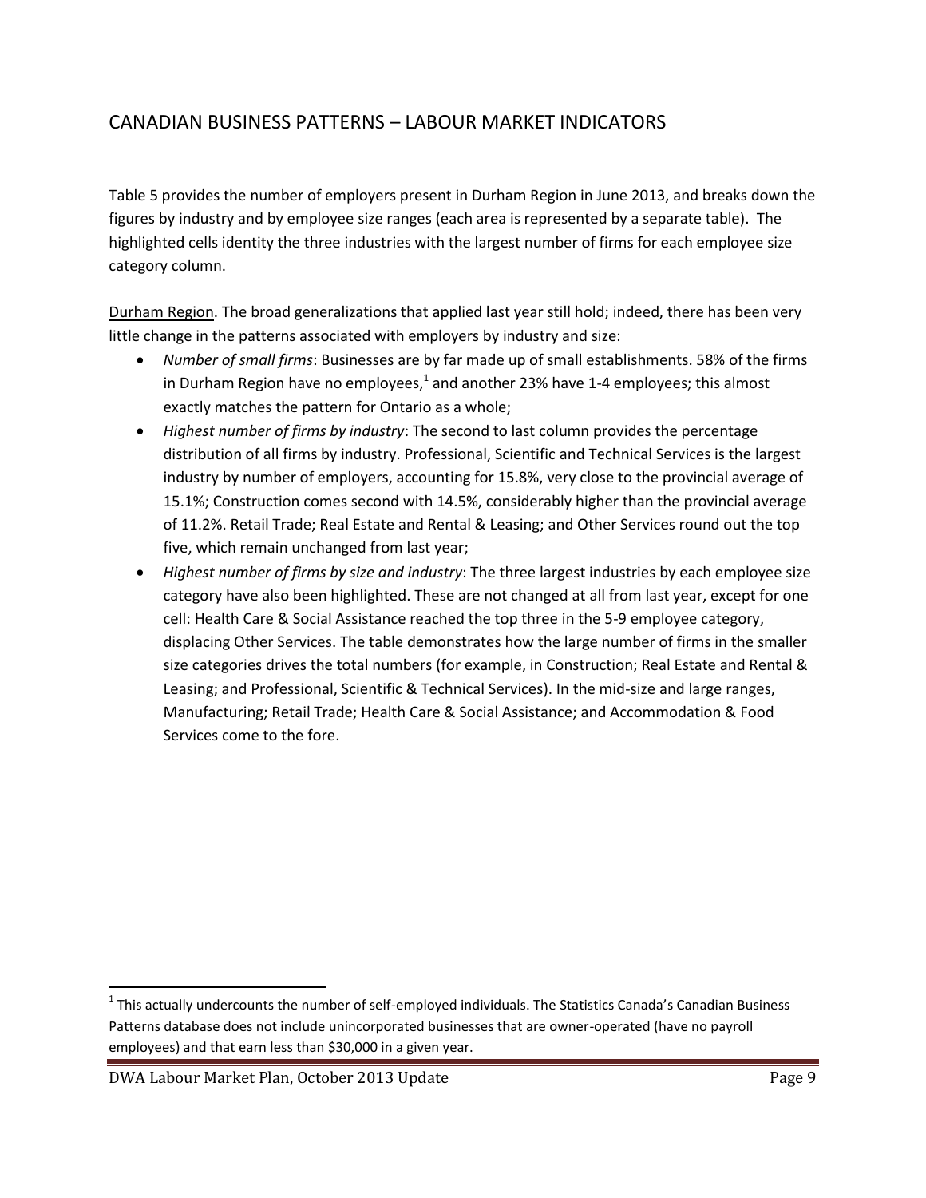## CANADIAN BUSINESS PATTERNS – LABOUR MARKET INDICATORS

Table 5 provides the number of employers present in Durham Region in June 2013, and breaks down the figures by industry and by employee size ranges (each area is represented by a separate table). The highlighted cells identity the three industries with the largest number of firms for each employee size category column.

<u>Durham Region</u>. The broad generalizations that applied last year still hold; indeed, there has been very little change in the patterns associated with employers by industry and size:

- *Number of small firms*: Businesses are by far made up of small establishments. 58% of the firms in Durham Region have no employees,[1] and another 23% have 1-4 employees; this almost exactly matches the pattern for Ontario as a whole;
- *Highest number of firms by industry*: The second to last column provides the percentage distribution of all firms by industry. Professional, Scientific and Technical Services is the largest industry by number of employers, accounting for 15.8%, very close to the provincial average of 15.1%; Construction comes second with 14.5%, considerably higher than the provincial average of 11.2%. Retail Trade; Real Estate and Rental & Leasing; and Other Services round out the top five, which remain unchanged from last year;
- *Highest number of firms by size and industry*: The three largest industries by each employee size category have also been highlighted. These are not changed at all from last year, except for one cell: Health Care & Social Assistance reached the top three in the 5-9 employee category, displacing Other Services. The table demonstrates how the large number of firms in the smaller size categories drives the total numbers (for example, in Construction; Real Estate and Rental & Leasing; and Professional, Scientific & Technical Services). In the mid-size and large ranges, Manufacturing; Retail Trade; Health Care & Social Assistance; and Accommodation & Food Services come to the fore.

[1] This actually undercounts the number of self-employed individuals. The Statistics Canada's Canadian Business Patterns database does not include unincorporated businesses that are owner-operated (have no payroll employees) and that earn less than $30,000 in a given year.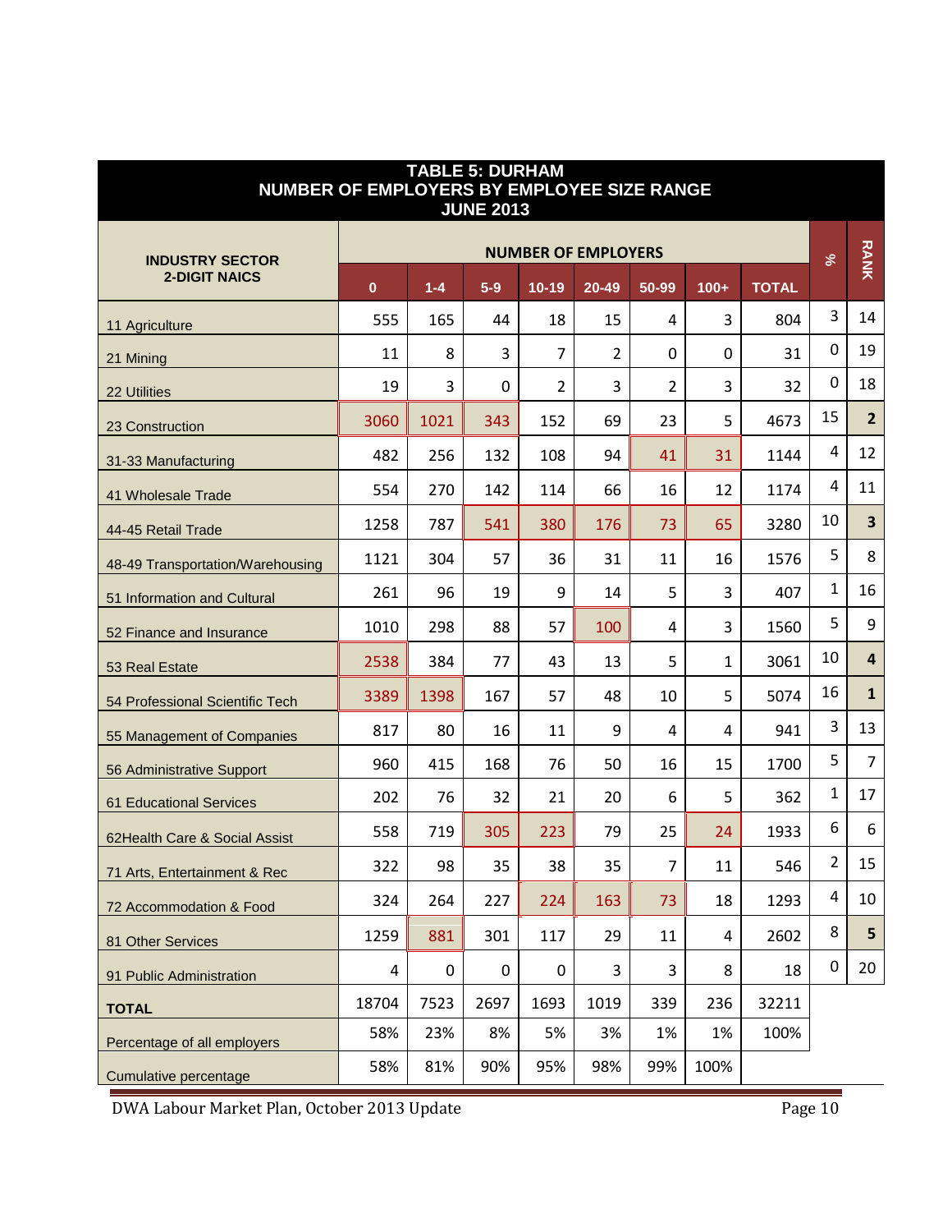**TABLE 5: DURHAM**
**NUMBER OF EMPLOYERS BY EMPLOYEE SIZE RANGE**
**JUNE 2013**

| INDUSTRY SECTOR 2-DIGIT NAICS | NUMBER OF EMPLOYERS | | | | | | | | % | RANK |
|---|---|---|---|---|---|---|---|---|---|---|
| | 0 | 1-4 | 5-9 | 10-19 | 20-49 | 50-99 | 100+ | TOTAL | | |
| 11 Agriculture | 555 | 165 | 44 | 18 | 15 | 4 | 3 | 804 | 3 | 14 |
| 21 Mining | 11 | 8 | 3 | 7 | 2 | 0 | 0 | 31 | 0 | 19 |
| 22 Utilities | 19 | 3 | 0 | 2 | 3 | 2 | 3 | 32 | 0 | 18 |
| 23 Construction | 3060 | 1021 | 343 | 152 | 69 | 23 | 5 | 4673 | 15 | **2** |
| 31-33 Manufacturing | 482 | 256 | 132 | 108 | 94 | 41 | 31 | 1144 | 4 | 12 |
| 41 Wholesale Trade | 554 | 270 | 142 | 114 | 66 | 16 | 12 | 1174 | 4 | 11 |
| 44-45 Retail Trade | 1258 | 787 | 541 | 380 | 176 | 73 | 65 | 3280 | 10 | **3** |
| 48-49 Transportation/Warehousing | 1121 | 304 | 57 | 36 | 31 | 11 | 16 | 1576 | 5 | 8 |
| 51 Information and Cultural | 261 | 96 | 19 | 9 | 14 | 5 | 3 | 407 | 1 | 16 |
| 52 Finance and Insurance | 1010 | 298 | 88 | 57 | 100 | 4 | 3 | 1560 | 5 | 9 |
| 53 Real Estate | 2538 | 384 | 77 | 43 | 13 | 5 | 1 | 3061 | 10 | **4** |
| 54 Professional Scientific Tech | 3389 | 1398 | 167 | 57 | 48 | 10 | 5 | 5074 | 16 | **1** |
| 55 Management of Companies | 817 | 80 | 16 | 11 | 9 | 4 | 4 | 941 | 3 | 13 |
| 56 Administrative Support | 960 | 415 | 168 | 76 | 50 | 16 | 15 | 1700 | 5 | 7 |
| 61 Educational Services | 202 | 76 | 32 | 21 | 20 | 6 | 5 | 362 | 1 | 17 |
| 62Health Care & Social Assist | 558 | 719 | 305 | 223 | 79 | 25 | 24 | 1933 | 6 | 6 |
| 71 Arts, Entertainment & Rec | 322 | 98 | 35 | 38 | 35 | 7 | 11 | 546 | 2 | 15 |
| 72 Accommodation & Food | 324 | 264 | 227 | 224 | 163 | 73 | 18 | 1293 | 4 | 10 |
| 81 Other Services | 1259 | 881 | 301 | 117 | 29 | 11 | 4 | 2602 | 8 | **5** |
| 91 Public Administration | 4 | 0 | 0 | 0 | 3 | 3 | 8 | 18 | 0 | 20 |
| **TOTAL** | 18704 | 7523 | 2697 | 1693 | 1019 | 339 | 236 | 32211 | | |
| Percentage of all employers | 58% | 23% | 8% | 5% | 3% | 1% | 1% | 100% | | |
| Cumulative percentage | 58% | 81% | 90% | 95% | 98% | 99% | 100% | | | |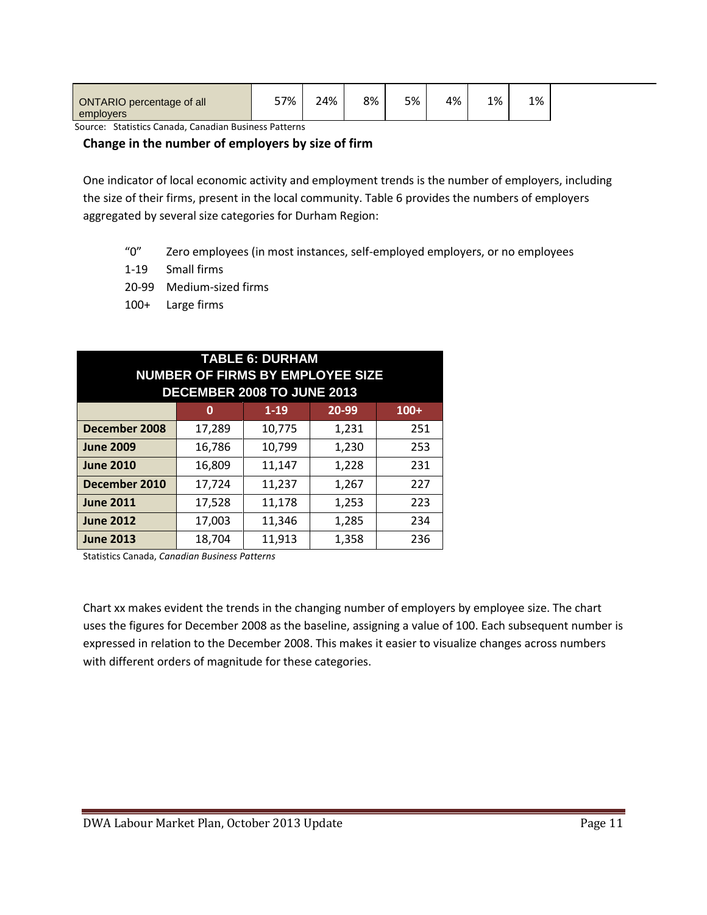| ONTARIO percentage of all employers | 57% | 24% | 8% | 5% | 4% | 1% | 1% |
|---|---|---|---|---|---|---|---|

Source: Statistics Canada, Canadian Business Patterns

**Change in the number of employers by size of firm**

One indicator of local economic activity and employment trends is the number of employers, including the size of their firms, present in the local community. Table 6 provides the numbers of employers aggregated by several size categories for Durham Region:

- "0" Zero employees (in most instances, self-employed employers, or no employees
- 1-19 Small firms
- 20-99 Medium-sized firms
- 100+ Large firms

**TABLE 6: DURHAM**
**NUMBER OF FIRMS BY EMPLOYEE SIZE**
**DECEMBER 2008 TO JUNE 2013**

| | 0 | 1-19 | 20-99 | 100+ |
|---|---|---|---|---|
| **December 2008** | 17,289 | 10,775 | 1,231 | 251 |
| **June 2009** | 16,786 | 10,799 | 1,230 | 253 |
| **June 2010** | 16,809 | 11,147 | 1,228 | 231 |
| **December 2010** | 17,724 | 11,237 | 1,267 | 227 |
| **June 2011** | 17,528 | 11,178 | 1,253 | 223 |
| **June 2012** | 17,003 | 11,346 | 1,285 | 234 |
| **June 2013** | 18,704 | 11,913 | 1,358 | 236 |

Statistics Canada, *Canadian Business Patterns*

Chart xx makes evident the trends in the changing number of employers by employee size. The chart uses the figures for December 2008 as the baseline, assigning a value of 100. Each subsequent number is expressed in relation to the December 2008. This makes it easier to visualize changes across numbers with different orders of magnitude for these categories.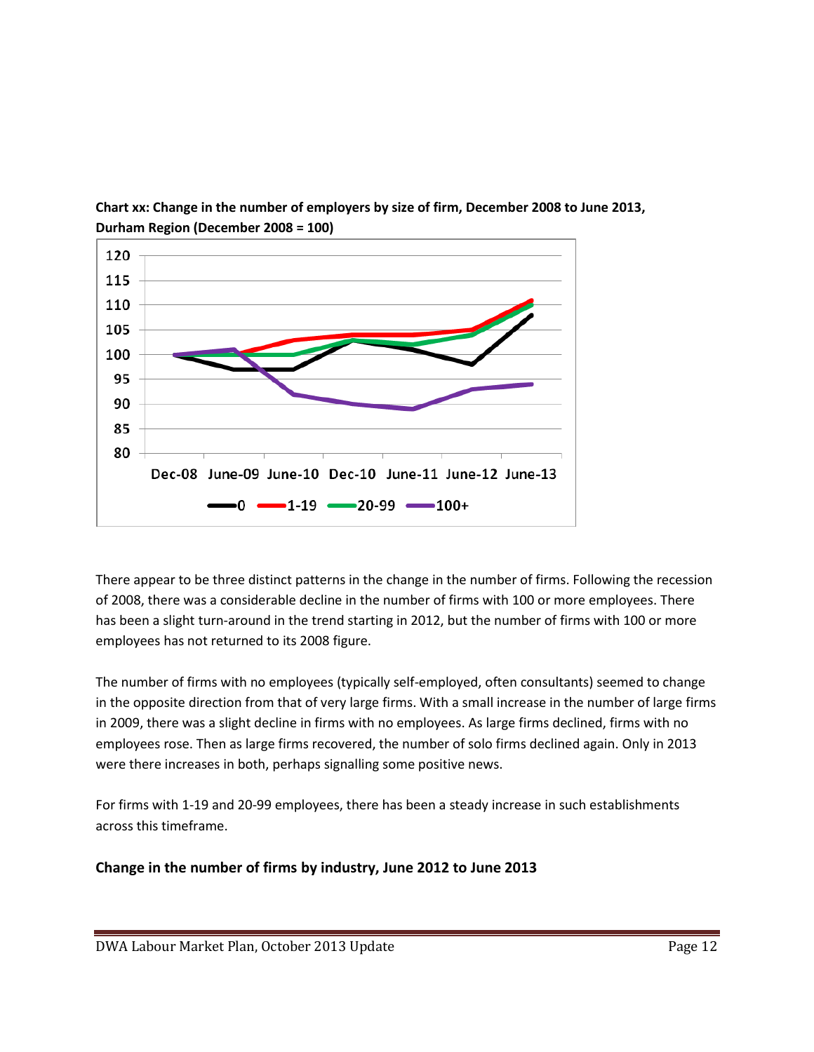**Chart xx: Change in the number of employers by size of firm, December 2008 to June 2013, Durham Region (December 2008 = 100)**

There appear to be three distinct patterns in the change in the number of firms. Following the recession of 2008, there was a considerable decline in the number of firms with 100 or more employees. There has been a slight turn-around in the trend starting in 2012, but the number of firms with 100 or more employees has not returned to its 2008 figure.

The number of firms with no employees (typically self-employed, often consultants) seemed to change in the opposite direction from that of very large firms. With a small increase in the number of large firms in 2009, there was a slight decline in firms with no employees. As large firms declined, firms with no employees rose. Then as large firms recovered, the number of solo firms declined again. Only in 2013 were there increases in both, perhaps signalling some positive news.

For firms with 1-19 and 20-99 employees, there has been a steady increase in such establishments across this timeframe.

**Change in the number of firms by industry, June 2012 to June 2013**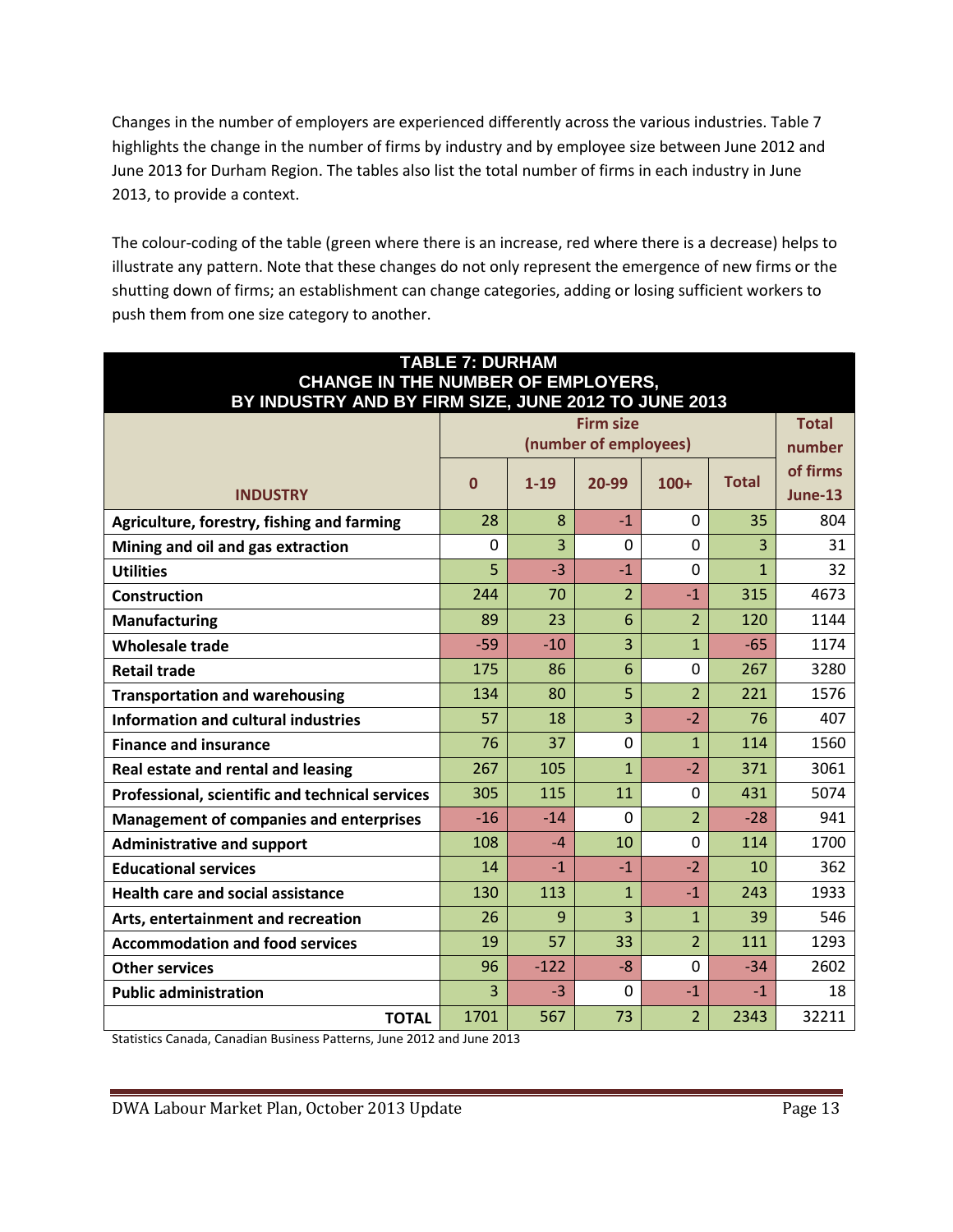Changes in the number of employers are experienced differently across the various industries. Table 7 highlights the change in the number of firms by industry and by employee size between June 2012 and June 2013 for Durham Region. The tables also list the total number of firms in each industry in June 2013, to provide a context.

The colour-coding of the table (green where there is an increase, red where there is a decrease) helps to illustrate any pattern. Note that these changes do not only represent the emergence of new firms or the shutting down of firms; an establishment can change categories, adding or losing sufficient workers to push them from one size category to another.

**TABLE 7: DURHAM**
**CHANGE IN THE NUMBER OF EMPLOYERS,**
**BY INDUSTRY AND BY FIRM SIZE, JUNE 2012 TO JUNE 2013**

| INDUSTRY | Firm size (number of employees) | | | | | Total number of firms June-13 |
|---|---|---|---|---|---|---|
| | 0 | 1-19 | 20-99 | 100+ | Total | |
| Agriculture, forestry, fishing and farming | 28 | 8 | -1 | 0 | 35 | 804 |
| Mining and oil and gas extraction | 0 | 3 | 0 | 0 | 3 | 31 |
| Utilities | 5 | -3 | -1 | 0 | 1 | 32 |
| Construction | 244 | 70 | 2 | -1 | 315 | 4673 |
| Manufacturing | 89 | 23 | 6 | 2 | 120 | 1144 |
| Wholesale trade | -59 | -10 | 3 | 1 | -65 | 1174 |
| Retail trade | 175 | 86 | 6 | 0 | 267 | 3280 |
| Transportation and warehousing | 134 | 80 | 5 | 2 | 221 | 1576 |
| Information and cultural industries | 57 | 18 | 3 | -2 | 76 | 407 |
| Finance and insurance | 76 | 37 | 0 | 1 | 114 | 1560 |
| Real estate and rental and leasing | 267 | 105 | 1 | -2 | 371 | 3061 |
| Professional, scientific and technical services | 305 | 115 | 11 | 0 | 431 | 5074 |
| Management of companies and enterprises | -16 | -14 | 0 | 2 | -28 | 941 |
| Administrative and support | 108 | -4 | 10 | 0 | 114 | 1700 |
| Educational services | 14 | -1 | -1 | -2 | 10 | 362 |
| Health care and social assistance | 130 | 113 | 1 | -1 | 243 | 1933 |
| Arts, entertainment and recreation | 26 | 9 | 3 | 1 | 39 | 546 |
| Accommodation and food services | 19 | 57 | 33 | 2 | 111 | 1293 |
| Other services | 96 | -122 | -8 | 0 | -34 | 2602 |
| Public administration | 3 | -3 | 0 | -1 | -1 | 18 |
| **TOTAL** | 1701 | 567 | 73 | 2 | 2343 | 32211 |

Statistics Canada, Canadian Business Patterns, June 2012 and June 2013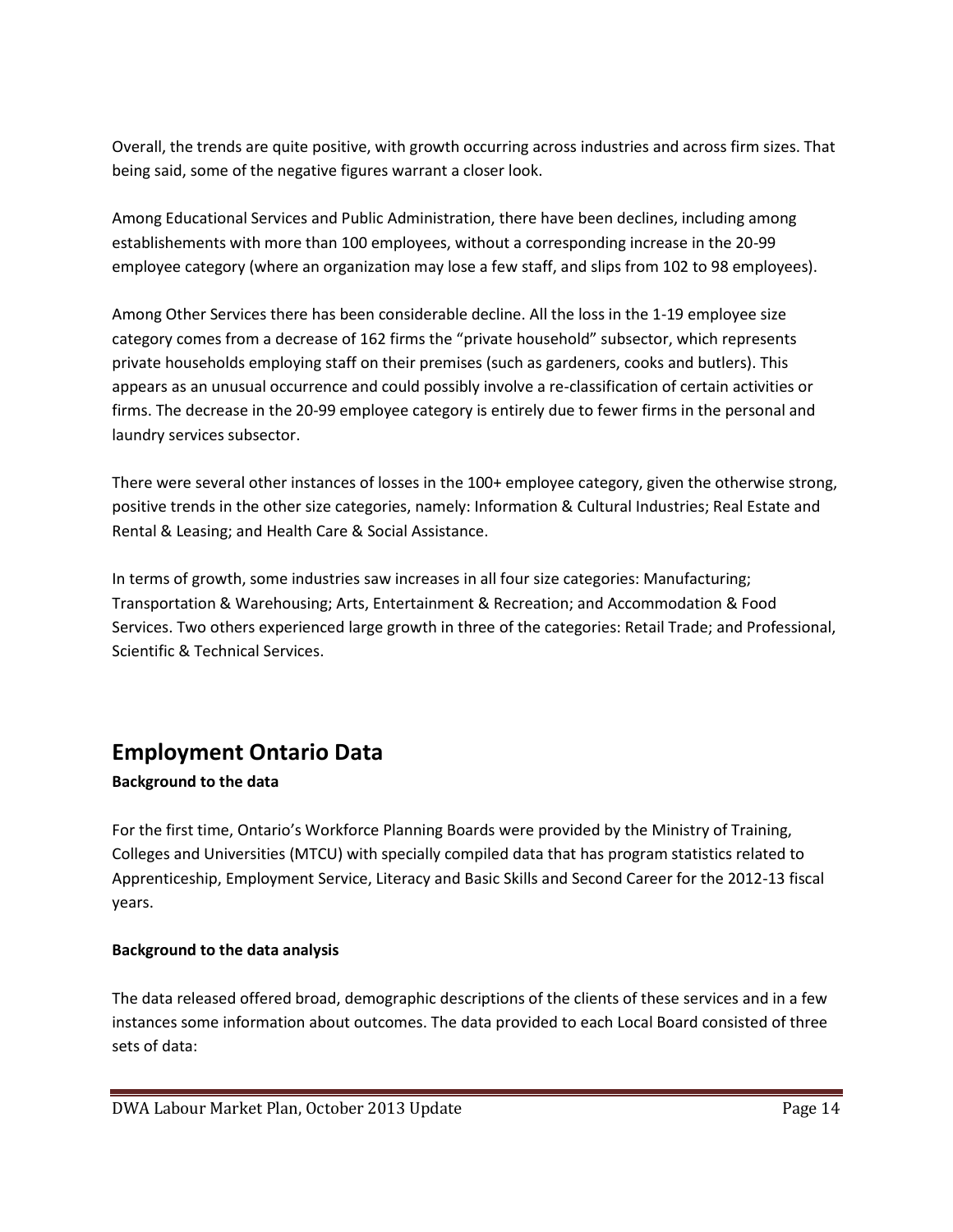Overall, the trends are quite positive, with growth occurring across industries and across firm sizes. That being said, some of the negative figures warrant a closer look.

Among Educational Services and Public Administration, there have been declines, including among establishements with more than 100 employees, without a corresponding increase in the 20-99 employee category (where an organization may lose a few staff, and slips from 102 to 98 employees).

Among Other Services there has been considerable decline. All the loss in the 1-19 employee size category comes from a decrease of 162 firms the "private household" subsector, which represents private households employing staff on their premises (such as gardeners, cooks and butlers). This appears as an unusual occurrence and could possibly involve a re-classification of certain activities or firms. The decrease in the 20-99 employee category is entirely due to fewer firms in the personal and laundry services subsector.

There were several other instances of losses in the 100+ employee category, given the otherwise strong, positive trends in the other size categories, namely: Information & Cultural Industries; Real Estate and Rental & Leasing; and Health Care & Social Assistance.

In terms of growth, some industries saw increases in all four size categories: Manufacturing; Transportation & Warehousing; Arts, Entertainment & Recreation; and Accommodation & Food Services. Two others experienced large growth in three of the categories: Retail Trade; and Professional, Scientific & Technical Services.

## Employment Ontario Data

**Background to the data**

For the first time, Ontario's Workforce Planning Boards were provided by the Ministry of Training, Colleges and Universities (MTCU) with specially compiled data that has program statistics related to Apprenticeship, Employment Service, Literacy and Basic Skills and Second Career for the 2012-13 fiscal years.

**Background to the data analysis**

The data released offered broad, demographic descriptions of the clients of these services and in a few instances some information about outcomes. The data provided to each Local Board consisted of three sets of data: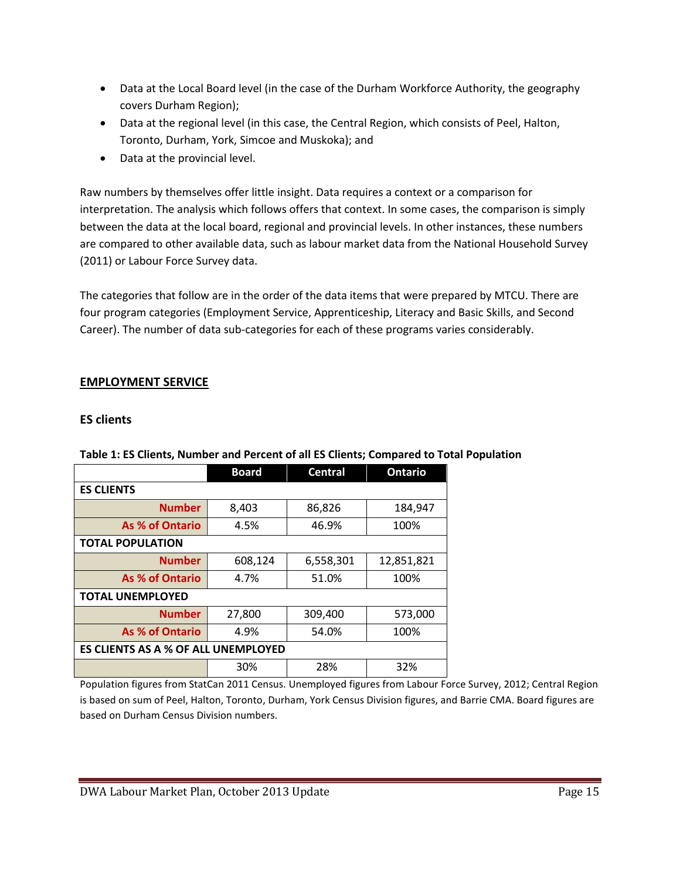- Data at the Local Board level (in the case of the Durham Workforce Authority, the geography covers Durham Region);
- Data at the regional level (in this case, the Central Region, which consists of Peel, Halton, Toronto, Durham, York, Simcoe and Muskoka); and
- Data at the provincial level.

Raw numbers by themselves offer little insight. Data requires a context or a comparison for interpretation. The analysis which follows offers that context. In some cases, the comparison is simply between the data at the local board, regional and provincial levels. In other instances, these numbers are compared to other available data, such as labour market data from the National Household Survey (2011) or Labour Force Survey data.

The categories that follow are in the order of the data items that were prepared by MTCU. There are four program categories (Employment Service, Apprenticeship, Literacy and Basic Skills, and Second Career). The number of data sub-categories for each of these programs varies considerably.

## EMPLOYMENT SERVICE

### ES clients

**Table 1: ES Clients, Number and Percent of all ES Clients; Compared to Total Population**

| | Board | Central | Ontario |
|---|---|---|---|
| **ES CLIENTS** | | | |
| Number | 8,403 | 86,826 | 184,947 |
| As % of Ontario | 4.5% | 46.9% | 100% |
| **TOTAL POPULATION** | | | |
| Number | 608,124 | 6,558,301 | 12,851,821 |
| As % of Ontario | 4.7% | 51.0% | 100% |
| **TOTAL UNEMPLOYED** | | | |
| Number | 27,800 | 309,400 | 573,000 |
| As % of Ontario | 4.9% | 54.0% | 100% |
| **ES CLIENTS AS A % OF ALL UNEMPLOYED** | | | |
| | 30% | 28% | 32% |

Population figures from StatCan 2011 Census. Unemployed figures from Labour Force Survey, 2012; Central Region is based on sum of Peel, Halton, Toronto, Durham, York Census Division figures, and Barrie CMA. Board figures are based on Durham Census Division numbers.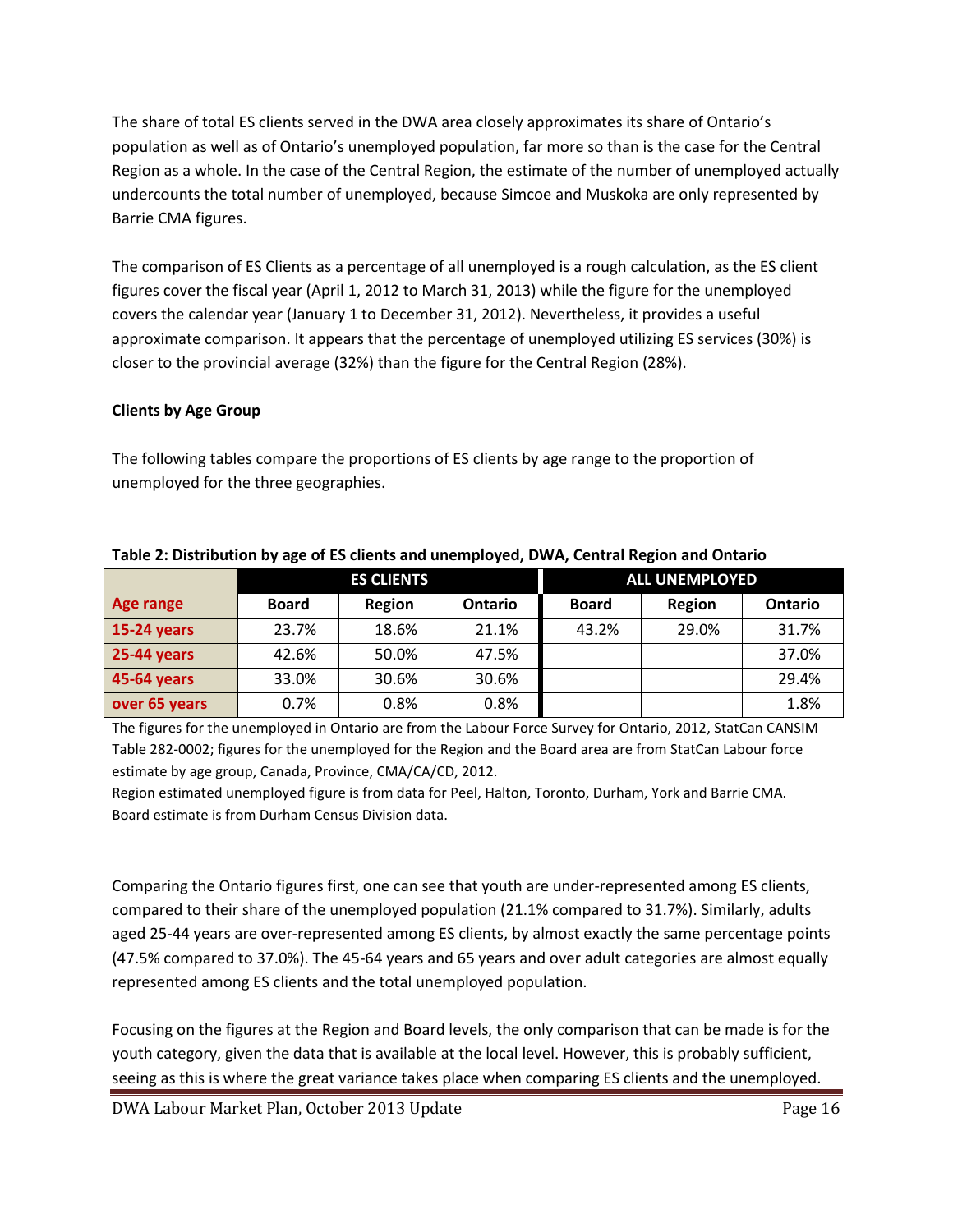The share of total ES clients served in the DWA area closely approximates its share of Ontario's population as well as of Ontario's unemployed population, far more so than is the case for the Central Region as a whole. In the case of the Central Region, the estimate of the number of unemployed actually undercounts the total number of unemployed, because Simcoe and Muskoka are only represented by Barrie CMA figures.

The comparison of ES Clients as a percentage of all unemployed is a rough calculation, as the ES client figures cover the fiscal year (April 1, 2012 to March 31, 2013) while the figure for the unemployed covers the calendar year (January 1 to December 31, 2012). Nevertheless, it provides a useful approximate comparison. It appears that the percentage of unemployed utilizing ES services (30%) is closer to the provincial average (32%) than the figure for the Central Region (28%).

**Clients by Age Group**

The following tables compare the proportions of ES clients by age range to the proportion of unemployed for the three geographies.

**Table 2: Distribution by age of ES clients and unemployed, DWA, Central Region and Ontario**

| | ES CLIENTS | | | ALL UNEMPLOYED | | |
|---|---|---|---|---|---|---|
| **Age range** | **Board** | **Region** | **Ontario** | **Board** | **Region** | **Ontario** |
| **15-24 years** | 23.7% | 18.6% | 21.1% | 43.2% | 29.0% | 31.7% |
| **25-44 years** | 42.6% | 50.0% | 47.5% | | | 37.0% |
| **45-64 years** | 33.0% | 30.6% | 30.6% | | | 29.4% |
| **over 65 years** | 0.7% | 0.8% | 0.8% | | | 1.8% |

The figures for the unemployed in Ontario are from the Labour Force Survey for Ontario, 2012, StatCan CANSIM Table 282-0002; figures for the unemployed for the Region and the Board area are from StatCan Labour force estimate by age group, Canada, Province, CMA/CA/CD, 2012.
Region estimated unemployed figure is from data for Peel, Halton, Toronto, Durham, York and Barrie CMA. Board estimate is from Durham Census Division data.

Comparing the Ontario figures first, one can see that youth are under-represented among ES clients, compared to their share of the unemployed population (21.1% compared to 31.7%). Similarly, adults aged 25-44 years are over-represented among ES clients, by almost exactly the same percentage points (47.5% compared to 37.0%). The 45-64 years and 65 years and over adult categories are almost equally represented among ES clients and the total unemployed population.

Focusing on the figures at the Region and Board levels, the only comparison that can be made is for the youth category, given the data that is available at the local level. However, this is probably sufficient, seeing as this is where the great variance takes place when comparing ES clients and the unemployed.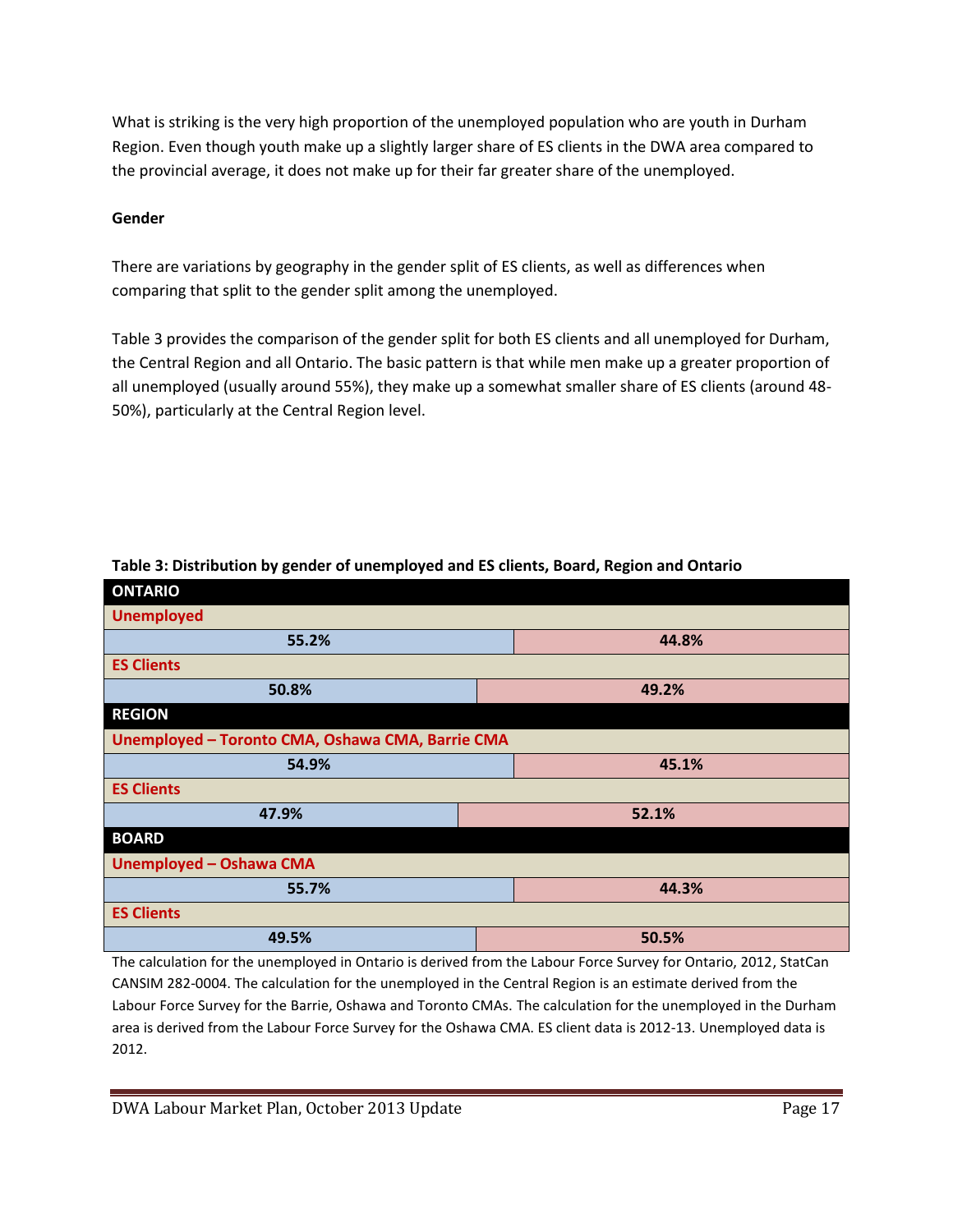What is striking is the very high proportion of the unemployed population who are youth in Durham Region. Even though youth make up a slightly larger share of ES clients in the DWA area compared to the provincial average, it does not make up for their far greater share of the unemployed.

**Gender**

There are variations by geography in the gender split of ES clients, as well as differences when comparing that split to the gender split among the unemployed.

Table 3 provides the comparison of the gender split for both ES clients and all unemployed for Durham, the Central Region and all Ontario. The basic pattern is that while men make up a greater proportion of all unemployed (usually around 55%), they make up a somewhat smaller share of ES clients (around 48-50%), particularly at the Central Region level.

**Table 3: Distribution by gender of unemployed and ES clients, Board, Region and Ontario**

| | | |
|---|---|---|
| **ONTARIO** | | |
| Unemployed | 55.2% | 44.8% |
| ES Clients | 50.8% | 49.2% |
| **REGION** | | |
| Unemployed – Toronto CMA, Oshawa CMA, Barrie CMA | 54.9% | 45.1% |
| ES Clients | 47.9% | 52.1% |
| **BOARD** | | |
| Unemployed – Oshawa CMA | 55.7% | 44.3% |
| ES Clients | 49.5% | 50.5% |

The calculation for the unemployed in Ontario is derived from the Labour Force Survey for Ontario, 2012, StatCan CANSIM 282-0004. The calculation for the unemployed in the Central Region is an estimate derived from the Labour Force Survey for the Barrie, Oshawa and Toronto CMAs. The calculation for the unemployed in the Durham area is derived from the Labour Force Survey for the Oshawa CMA. ES client data is 2012-13. Unemployed data is 2012.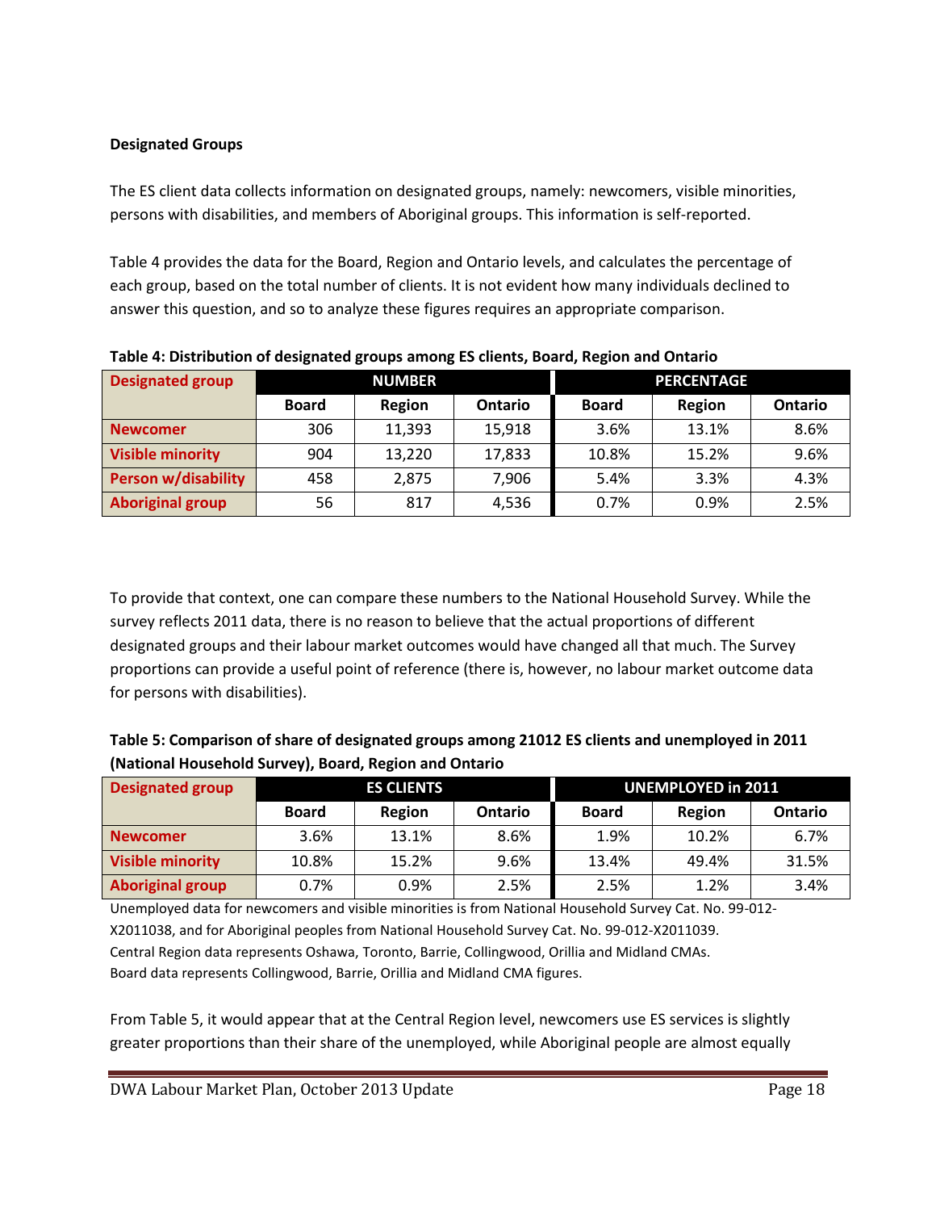**Designated Groups**

The ES client data collects information on designated groups, namely: newcomers, visible minorities, persons with disabilities, and members of Aboriginal groups. This information is self-reported.

Table 4 provides the data for the Board, Region and Ontario levels, and calculates the percentage of each group, based on the total number of clients. It is not evident how many individuals declined to answer this question, and so to analyze these figures requires an appropriate comparison.

**Table 4: Distribution of designated groups among ES clients, Board, Region and Ontario**

| Designated group | NUMBER | | | PERCENTAGE | | |
|---|---|---|---|---|---|---|
| | Board | Region | Ontario | Board | Region | Ontario |
| Newcomer | 306 | 11,393 | 15,918 | 3.6% | 13.1% | 8.6% |
| Visible minority | 904 | 13,220 | 17,833 | 10.8% | 15.2% | 9.6% |
| Person w/disability | 458 | 2,875 | 7,906 | 5.4% | 3.3% | 4.3% |
| Aboriginal group | 56 | 817 | 4,536 | 0.7% | 0.9% | 2.5% |

To provide that context, one can compare these numbers to the National Household Survey. While the survey reflects 2011 data, there is no reason to believe that the actual proportions of different designated groups and their labour market outcomes would have changed all that much. The Survey proportions can provide a useful point of reference (there is, however, no labour market outcome data for persons with disabilities).

**Table 5: Comparison of share of designated groups among 21012 ES clients and unemployed in 2011 (National Household Survey), Board, Region and Ontario**

| Designated group | ES CLIENTS | | | UNEMPLOYED in 2011 | | |
|---|---|---|---|---|---|---|
| | Board | Region | Ontario | Board | Region | Ontario |
| Newcomer | 3.6% | 13.1% | 8.6% | 1.9% | 10.2% | 6.7% |
| Visible minority | 10.8% | 15.2% | 9.6% | 13.4% | 49.4% | 31.5% |
| Aboriginal group | 0.7% | 0.9% | 2.5% | 2.5% | 1.2% | 3.4% |

Unemployed data for newcomers and visible minorities is from National Household Survey Cat. No. 99-012-X2011038, and for Aboriginal peoples from National Household Survey Cat. No. 99-012-X2011039.
Central Region data represents Oshawa, Toronto, Barrie, Collingwood, Orillia and Midland CMAs.
Board data represents Collingwood, Barrie, Orillia and Midland CMA figures.

From Table 5, it would appear that at the Central Region level, newcomers use ES services is slightly greater proportions than their share of the unemployed, while Aboriginal people are almost equally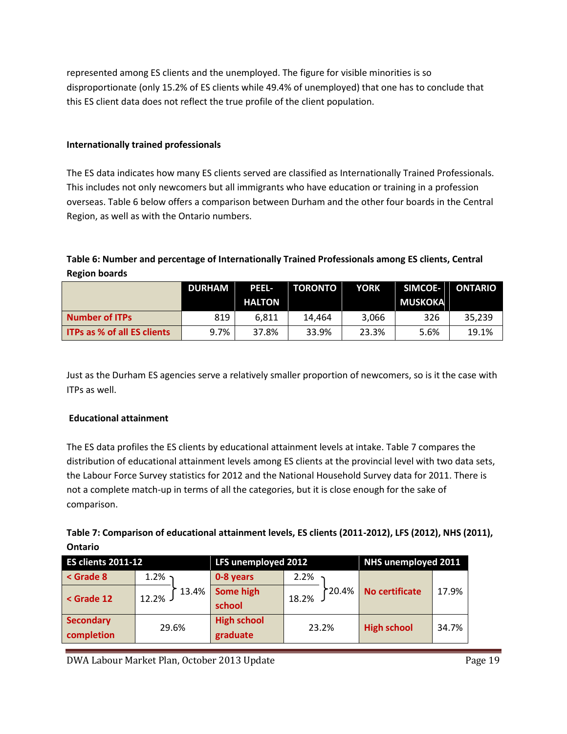represented among ES clients and the unemployed. The figure for visible minorities is so disproportionate (only 15.2% of ES clients while 49.4% of unemployed) that one has to conclude that this ES client data does not reflect the true profile of the client population.

**Internationally trained professionals**

The ES data indicates how many ES clients served are classified as Internationally Trained Professionals. This includes not only newcomers but all immigrants who have education or training in a profession overseas. Table 6 below offers a comparison between Durham and the other four boards in the Central Region, as well as with the Ontario numbers.

**Table 6: Number and percentage of Internationally Trained Professionals among ES clients, Central Region boards**

| | DURHAM | PEEL-HALTON | TORONTO | YORK | SIMCOE-MUSKOKA | ONTARIO |
|---|---|---|---|---|---|---|
| Number of ITPs | 819 | 6,811 | 14,464 | 3,066 | 326 | 35,239 |
| ITPs as % of all ES clients | 9.7% | 37.8% | 33.9% | 23.3% | 5.6% | 19.1% |

Just as the Durham ES agencies serve a relatively smaller proportion of newcomers, so is it the case with ITPs as well.

**Educational attainment**

The ES data profiles the ES clients by educational attainment levels at intake. Table 7 compares the distribution of educational attainment levels among ES clients at the provincial level with two data sets, the Labour Force Survey statistics for 2012 and the National Household Survey data for 2011. There is not a complete match-up in terms of all the categories, but it is close enough for the sake of comparison.

**Table 7: Comparison of educational attainment levels, ES clients (2011-2012), LFS (2012), NHS (2011), Ontario**

| ES clients 2011-12 | | | LFS unemployed 2012 | | | NHS unemployed 2011 | |
|---|---|---|---|---|---|---|---|
| < Grade 8 | 1.2% | 13.4% | 0-8 years | 2.2% | 20.4% | No certificate | 17.9% |
| < Grade 12 | 12.2% | | Some high school | 18.2% | | | |
| Secondary completion | 29.6% | | High school graduate | 23.2% | | High school | 34.7% |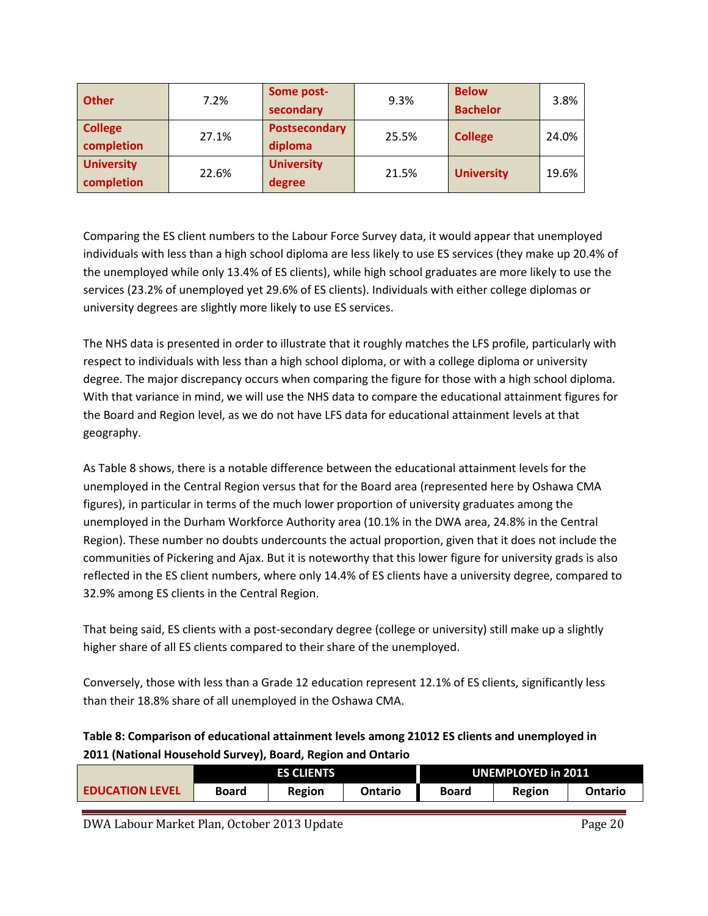| Other | 7.2% | Some post-secondary | 9.3% | Below Bachelor | 3.8% |
|---|---|---|---|---|---|
| College completion | 27.1% | Postsecondary diploma | 25.5% | College | 24.0% |
| University completion | 22.6% | University degree | 21.5% | University | 19.6% |

Comparing the ES client numbers to the Labour Force Survey data, it would appear that unemployed individuals with less than a high school diploma are less likely to use ES services (they make up 20.4% of the unemployed while only 13.4% of ES clients), while high school graduates are more likely to use the services (23.2% of unemployed yet 29.6% of ES clients). Individuals with either college diplomas or university degrees are slightly more likely to use ES services.

The NHS data is presented in order to illustrate that it roughly matches the LFS profile, particularly with respect to individuals with less than a high school diploma, or with a college diploma or university degree. The major discrepancy occurs when comparing the figure for those with a high school diploma. With that variance in mind, we will use the NHS data to compare the educational attainment figures for the Board and Region level, as we do not have LFS data for educational attainment levels at that geography.

As Table 8 shows, there is a notable difference between the educational attainment levels for the unemployed in the Central Region versus that for the Board area (represented here by Oshawa CMA figures), in particular in terms of the much lower proportion of university graduates among the unemployed in the Durham Workforce Authority area (10.1% in the DWA area, 24.8% in the Central Region). These number no doubts undercounts the actual proportion, given that it does not include the communities of Pickering and Ajax. But it is noteworthy that this lower figure for university grads is also reflected in the ES client numbers, where only 14.4% of ES clients have a university degree, compared to 32.9% among ES clients in the Central Region.

That being said, ES clients with a post-secondary degree (college or university) still make up a slightly higher share of all ES clients compared to their share of the unemployed.

Conversely, those with less than a Grade 12 education represent 12.1% of ES clients, significantly less than their 18.8% share of all unemployed in the Oshawa CMA.

**Table 8: Comparison of educational attainment levels among 21012 ES clients and unemployed in 2011 (National Household Survey), Board, Region and Ontario**

| EDUCATION LEVEL | ES CLIENTS | | | UNEMPLOYED in 2011 | | |
|---|---|---|---|---|---|---|
| | Board | Region | Ontario | Board | Region | Ontario |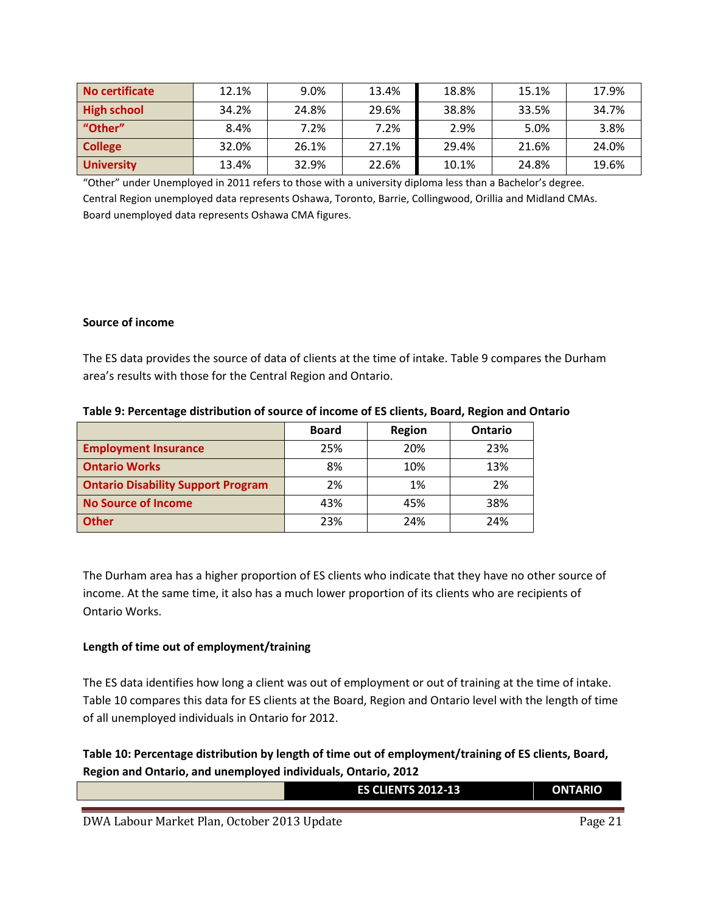| | | | | | | |
|---|---|---|---|---|---|---|
| **No certificate** | 12.1% | 9.0% | 13.4% | 18.8% | 15.1% | 17.9% |
| **High school** | 34.2% | 24.8% | 29.6% | 38.8% | 33.5% | 34.7% |
| **"Other"** | 8.4% | 7.2% | 7.2% | 2.9% | 5.0% | 3.8% |
| **College** | 32.0% | 26.1% | 27.1% | 29.4% | 21.6% | 24.0% |
| **University** | 13.4% | 32.9% | 22.6% | 10.1% | 24.8% | 19.6% |

"Other" under Unemployed in 2011 refers to those with a university diploma less than a Bachelor's degree.
Central Region unemployed data represents Oshawa, Toronto, Barrie, Collingwood, Orillia and Midland CMAs.
Board unemployed data represents Oshawa CMA figures.

**Source of income**

The ES data provides the source of data of clients at the time of intake. Table 9 compares the Durham area's results with those for the Central Region and Ontario.

**Table 9: Percentage distribution of source of income of ES clients, Board, Region and Ontario**

| | Board | Region | Ontario |
|---|---|---|---|
| **Employment Insurance** | 25% | 20% | 23% |
| **Ontario Works** | 8% | 10% | 13% |
| **Ontario Disability Support Program** | 2% | 1% | 2% |
| **No Source of Income** | 43% | 45% | 38% |
| **Other** | 23% | 24% | 24% |

The Durham area has a higher proportion of ES clients who indicate that they have no other source of income. At the same time, it also has a much lower proportion of its clients who are recipients of Ontario Works.

**Length of time out of employment/training**

The ES data identifies how long a client was out of employment or out of training at the time of intake. Table 10 compares this data for ES clients at the Board, Region and Ontario level with the length of time of all unemployed individuals in Ontario for 2012.

**Table 10: Percentage distribution by length of time out of employment/training of ES clients, Board, Region and Ontario, and unemployed individuals, Ontario, 2012**

| | ES CLIENTS 2012-13 | ONTARIO |
|---|---|---|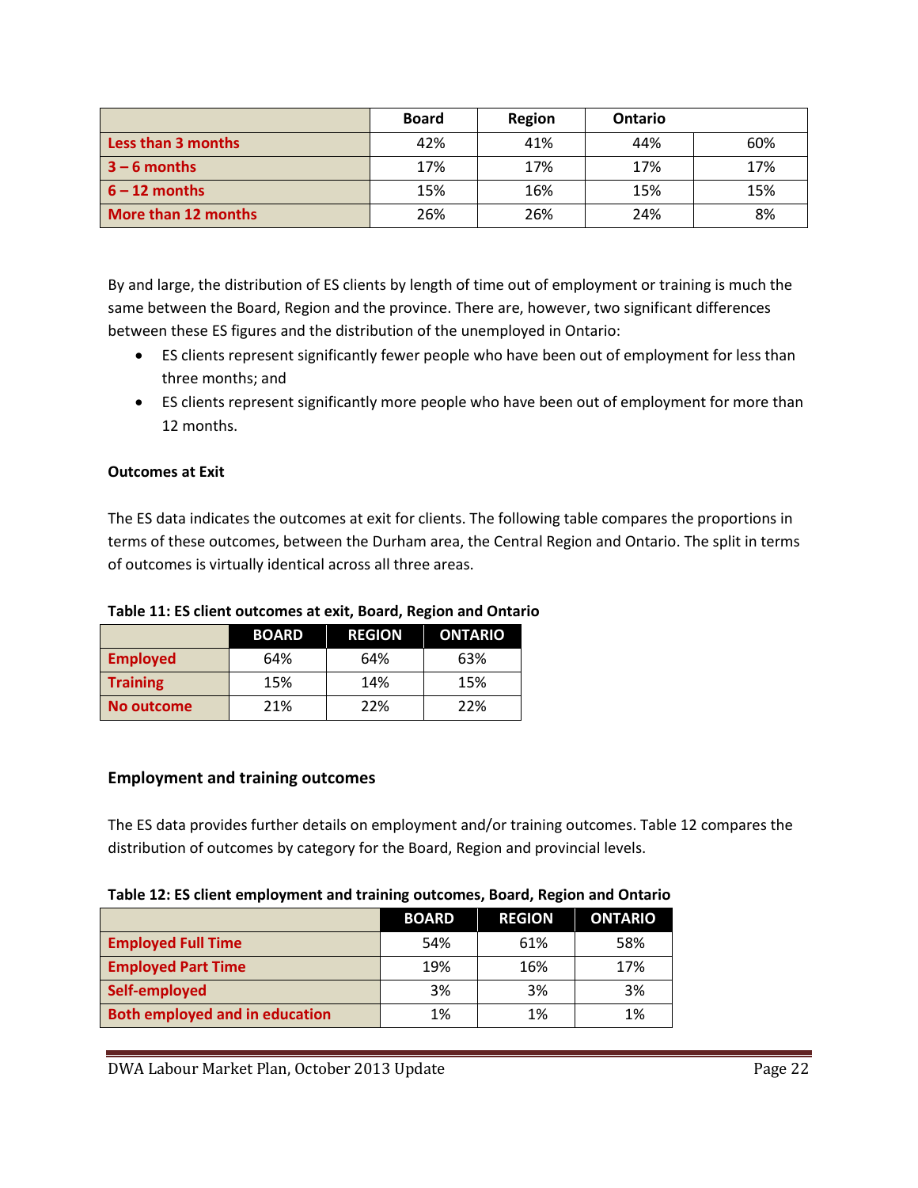| | Board | Region | Ontario | |
|---|---|---|---|---|
| Less than 3 months | 42% | 41% | 44% | 60% |
| 3 – 6 months | 17% | 17% | 17% | 17% |
| 6 – 12 months | 15% | 16% | 15% | 15% |
| More than 12 months | 26% | 26% | 24% | 8% |

By and large, the distribution of ES clients by length of time out of employment or training is much the same between the Board, Region and the province. There are, however, two significant differences between these ES figures and the distribution of the unemployed in Ontario:

- ES clients represent significantly fewer people who have been out of employment for less than three months; and
- ES clients represent significantly more people who have been out of employment for more than 12 months.

**Outcomes at Exit**

The ES data indicates the outcomes at exit for clients. The following table compares the proportions in terms of these outcomes, between the Durham area, the Central Region and Ontario. The split in terms of outcomes is virtually identical across all three areas.

**Table 11: ES client outcomes at exit, Board, Region and Ontario**

| | BOARD | REGION | ONTARIO |
|---|---|---|---|
| Employed | 64% | 64% | 63% |
| Training | 15% | 14% | 15% |
| No outcome | 21% | 22% | 22% |

## Employment and training outcomes

The ES data provides further details on employment and/or training outcomes. Table 12 compares the distribution of outcomes by category for the Board, Region and provincial levels.

**Table 12: ES client employment and training outcomes, Board, Region and Ontario**

| | BOARD | REGION | ONTARIO |
|---|---|---|---|
| Employed Full Time | 54% | 61% | 58% |
| Employed Part Time | 19% | 16% | 17% |
| Self-employed | 3% | 3% | 3% |
| Both employed and in education | 1% | 1% | 1% |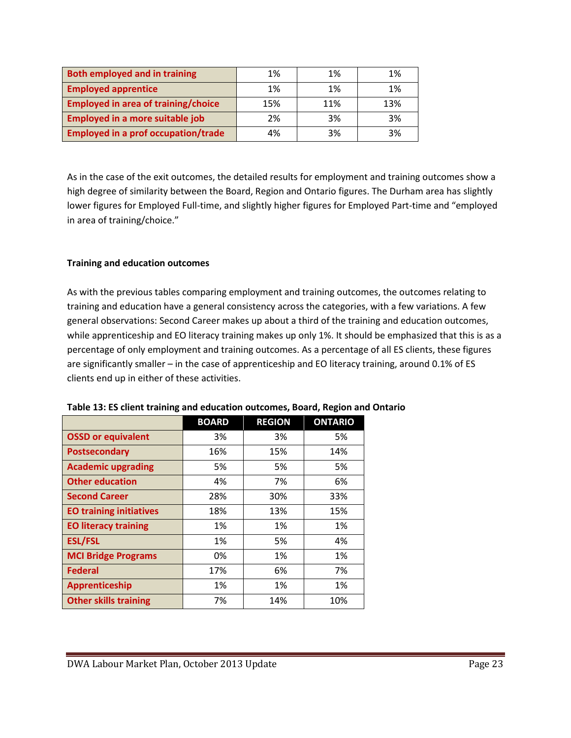| | | | |
|---|---|---|---|
| **Both employed and in training** | 1% | 1% | 1% |
| **Employed apprentice** | 1% | 1% | 1% |
| **Employed in area of training/choice** | 15% | 11% | 13% |
| **Employed in a more suitable job** | 2% | 3% | 3% |
| **Employed in a prof occupation/trade** | 4% | 3% | 3% |

As in the case of the exit outcomes, the detailed results for employment and training outcomes show a high degree of similarity between the Board, Region and Ontario figures. The Durham area has slightly lower figures for Employed Full-time, and slightly higher figures for Employed Part-time and "employed in area of training/choice."

**Training and education outcomes**

As with the previous tables comparing employment and training outcomes, the outcomes relating to training and education have a general consistency across the categories, with a few variations. A few general observations: Second Career makes up about a third of the training and education outcomes, while apprenticeship and EO literacy training makes up only 1%. It should be emphasized that this is as a percentage of only employment and training outcomes. As a percentage of all ES clients, these figures are significantly smaller – in the case of apprenticeship and EO literacy training, around 0.1% of ES clients end up in either of these activities.

**Table 13: ES client training and education outcomes, Board, Region and Ontario**

| | BOARD | REGION | ONTARIO |
|---|---|---|---|
| **OSSD or equivalent** | 3% | 3% | 5% |
| **Postsecondary** | 16% | 15% | 14% |
| **Academic upgrading** | 5% | 5% | 5% |
| **Other education** | 4% | 7% | 6% |
| **Second Career** | 28% | 30% | 33% |
| **EO training initiatives** | 18% | 13% | 15% |
| **EO literacy training** | 1% | 1% | 1% |
| **ESL/FSL** | 1% | 5% | 4% |
| **MCI Bridge Programs** | 0% | 1% | 1% |
| **Federal** | 17% | 6% | 7% |
| **Apprenticeship** | 1% | 1% | 1% |
| **Other skills training** | 7% | 14% | 10% |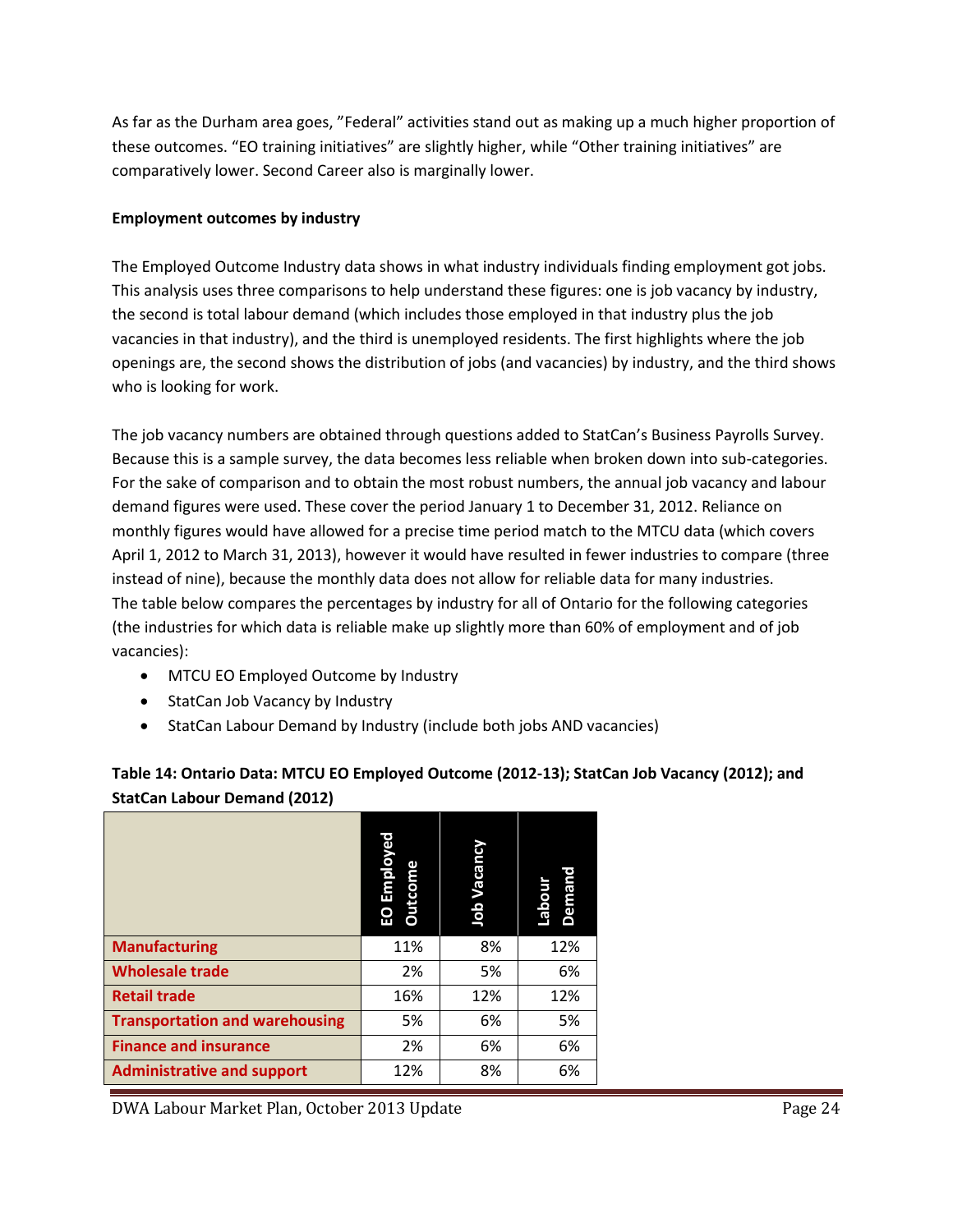As far as the Durham area goes, "Federal" activities stand out as making up a much higher proportion of these outcomes. "EO training initiatives" are slightly higher, while "Other training initiatives" are comparatively lower. Second Career also is marginally lower.

**Employment outcomes by industry**

The Employed Outcome Industry data shows in what industry individuals finding employment got jobs. This analysis uses three comparisons to help understand these figures: one is job vacancy by industry, the second is total labour demand (which includes those employed in that industry plus the job vacancies in that industry), and the third is unemployed residents. The first highlights where the job openings are, the second shows the distribution of jobs (and vacancies) by industry, and the third shows who is looking for work.

The job vacancy numbers are obtained through questions added to StatCan's Business Payrolls Survey. Because this is a sample survey, the data becomes less reliable when broken down into sub-categories. For the sake of comparison and to obtain the most robust numbers, the annual job vacancy and labour demand figures were used. These cover the period January 1 to December 31, 2012. Reliance on monthly figures would have allowed for a precise time period match to the MTCU data (which covers April 1, 2012 to March 31, 2013), however it would have resulted in fewer industries to compare (three instead of nine), because the monthly data does not allow for reliable data for many industries.
The table below compares the percentages by industry for all of Ontario for the following categories (the industries for which data is reliable make up slightly more than 60% of employment and of job vacancies):

- MTCU EO Employed Outcome by Industry
- StatCan Job Vacancy by Industry
- StatCan Labour Demand by Industry (include both jobs AND vacancies)

**Table 14: Ontario Data: MTCU EO Employed Outcome (2012-13); StatCan Job Vacancy (2012); and StatCan Labour Demand (2012)**

| | EO Employed Outcome | Job Vacancy | Labour Demand |
|---|---|---|---|
| Manufacturing | 11% | 8% | 12% |
| Wholesale trade | 2% | 5% | 6% |
| Retail trade | 16% | 12% | 12% |
| Transportation and warehousing | 5% | 6% | 5% |
| Finance and insurance | 2% | 6% | 6% |
| Administrative and support | 12% | 8% | 6% |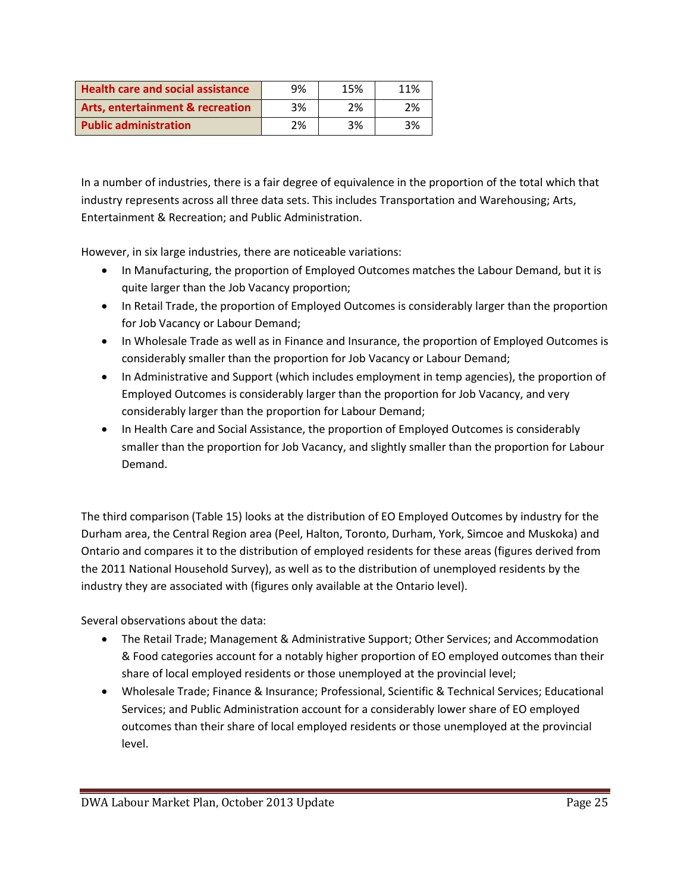| Health care and social assistance | 9% | 15% | 11% |
|---|---|---|---|
| Arts, entertainment & recreation | 3% | 2% | 2% |
| Public administration | 2% | 3% | 3% |

In a number of industries, there is a fair degree of equivalence in the proportion of the total which that industry represents across all three data sets. This includes Transportation and Warehousing; Arts, Entertainment & Recreation; and Public Administration.

However, in six large industries, there are noticeable variations:

- In Manufacturing, the proportion of Employed Outcomes matches the Labour Demand, but it is quite larger than the Job Vacancy proportion;
- In Retail Trade, the proportion of Employed Outcomes is considerably larger than the proportion for Job Vacancy or Labour Demand;
- In Wholesale Trade as well as in Finance and Insurance, the proportion of Employed Outcomes is considerably smaller than the proportion for Job Vacancy or Labour Demand;
- In Administrative and Support (which includes employment in temp agencies), the proportion of Employed Outcomes is considerably larger than the proportion for Job Vacancy, and very considerably larger than the proportion for Labour Demand;
- In Health Care and Social Assistance, the proportion of Employed Outcomes is considerably smaller than the proportion for Job Vacancy, and slightly smaller than the proportion for Labour Demand.

The third comparison (Table 15) looks at the distribution of EO Employed Outcomes by industry for the Durham area, the Central Region area (Peel, Halton, Toronto, Durham, York, Simcoe and Muskoka) and Ontario and compares it to the distribution of employed residents for these areas (figures derived from the 2011 National Household Survey), as well as to the distribution of unemployed residents by the industry they are associated with (figures only available at the Ontario level).

Several observations about the data:

- The Retail Trade; Management & Administrative Support; Other Services; and Accommodation & Food categories account for a notably higher proportion of EO employed outcomes than their share of local employed residents or those unemployed at the provincial level;
- Wholesale Trade; Finance & Insurance; Professional, Scientific & Technical Services; Educational Services; and Public Administration account for a considerably lower share of EO employed outcomes than their share of local employed residents or those unemployed at the provincial level.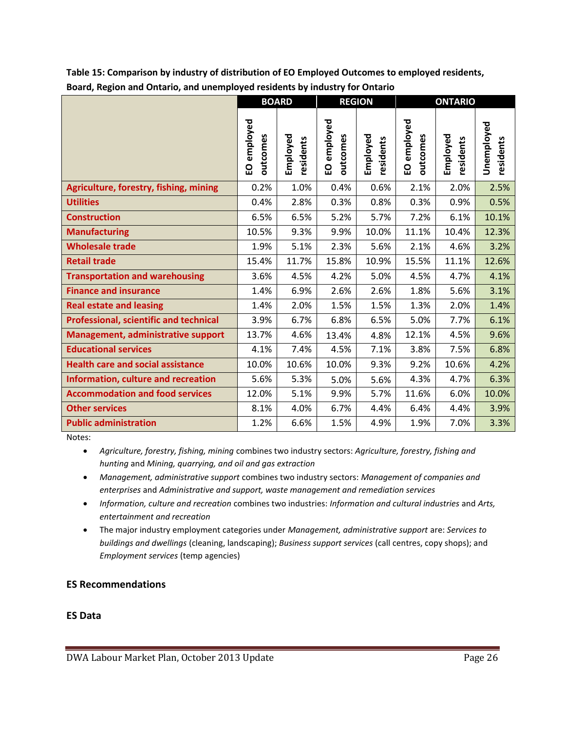**Table 15: Comparison by industry of distribution of EO Employed Outcomes to employed residents, Board, Region and Ontario, and unemployed residents by industry for Ontario**

| | BOARD | | REGION | | ONTARIO | | |
|---|---|---|---|---|---|---|---|
| | EO employed outcomes | Employed residents | EO employed outcomes | Employed residents | EO employed outcomes | Employed residents | Unemployed residents |
| Agriculture, forestry, fishing, mining | 0.2% | 1.0% | 0.4% | 0.6% | 2.1% | 2.0% | 2.5% |
| Utilities | 0.4% | 2.8% | 0.3% | 0.8% | 0.3% | 0.9% | 0.5% |
| Construction | 6.5% | 6.5% | 5.2% | 5.7% | 7.2% | 6.1% | 10.1% |
| Manufacturing | 10.5% | 9.3% | 9.9% | 10.0% | 11.1% | 10.4% | 12.3% |
| Wholesale trade | 1.9% | 5.1% | 2.3% | 5.6% | 2.1% | 4.6% | 3.2% |
| Retail trade | 15.4% | 11.7% | 15.8% | 10.9% | 15.5% | 11.1% | 12.6% |
| Transportation and warehousing | 3.6% | 4.5% | 4.2% | 5.0% | 4.5% | 4.7% | 4.1% |
| Finance and insurance | 1.4% | 6.9% | 2.6% | 2.6% | 1.8% | 5.6% | 3.1% |
| Real estate and leasing | 1.4% | 2.0% | 1.5% | 1.5% | 1.3% | 2.0% | 1.4% |
| Professional, scientific and technical | 3.9% | 6.7% | 6.8% | 6.5% | 5.0% | 7.7% | 6.1% |
| Management, administrative support | 13.7% | 4.6% | 13.4% | 4.8% | 12.1% | 4.5% | 9.6% |
| Educational services | 4.1% | 7.4% | 4.5% | 7.1% | 3.8% | 7.5% | 6.8% |
| Health care and social assistance | 10.0% | 10.6% | 10.0% | 9.3% | 9.2% | 10.6% | 4.2% |
| Information, culture and recreation | 5.6% | 5.3% | 5.0% | 5.6% | 4.3% | 4.7% | 6.3% |
| Accommodation and food services | 12.0% | 5.1% | 9.9% | 5.7% | 11.6% | 6.0% | 10.0% |
| Other services | 8.1% | 4.0% | 6.7% | 4.4% | 6.4% | 4.4% | 3.9% |
| Public administration | 1.2% | 6.6% | 1.5% | 4.9% | 1.9% | 7.0% | 3.3% |

Notes:

- *Agriculture, forestry, fishing, mining* combines two industry sectors: *Agriculture, forestry, fishing and hunting* and *Mining, quarrying, and oil and gas extraction*
- *Management, administrative support* combines two industry sectors: *Management of companies and enterprises* and *Administrative and support, waste management and remediation services*
- *Information, culture and recreation* combines two industries: *Information and cultural industries* and *Arts, entertainment and recreation*
- The major industry employment categories under *Management, administrative support* are: *Services to buildings and dwellings* (cleaning, landscaping); *Business support services* (call centres, copy shops); and *Employment services* (temp agencies)

## ES Recommendations

## ES Data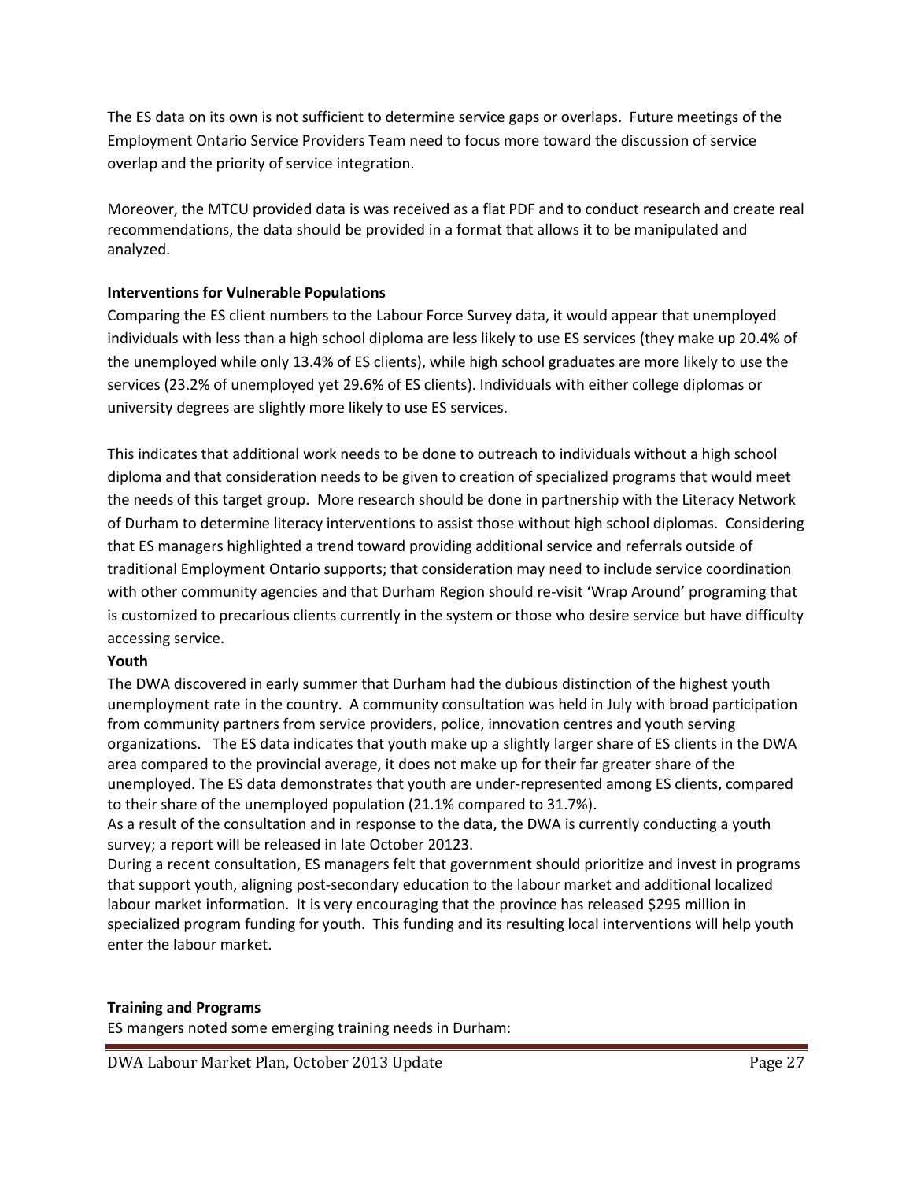The ES data on its own is not sufficient to determine service gaps or overlaps. Future meetings of the Employment Ontario Service Providers Team need to focus more toward the discussion of service overlap and the priority of service integration.

Moreover, the MTCU provided data is was received as a flat PDF and to conduct research and create real recommendations, the data should be provided in a format that allows it to be manipulated and analyzed.

**Interventions for Vulnerable Populations**

Comparing the ES client numbers to the Labour Force Survey data, it would appear that unemployed individuals with less than a high school diploma are less likely to use ES services (they make up 20.4% of the unemployed while only 13.4% of ES clients), while high school graduates are more likely to use the services (23.2% of unemployed yet 29.6% of ES clients). Individuals with either college diplomas or university degrees are slightly more likely to use ES services.

This indicates that additional work needs to be done to outreach to individuals without a high school diploma and that consideration needs to be given to creation of specialized programs that would meet the needs of this target group. More research should be done in partnership with the Literacy Network of Durham to determine literacy interventions to assist those without high school diplomas. Considering that ES managers highlighted a trend toward providing additional service and referrals outside of traditional Employment Ontario supports; that consideration may need to include service coordination with other community agencies and that Durham Region should re-visit 'Wrap Around' programing that is customized to precarious clients currently in the system or those who desire service but have difficulty accessing service.

**Youth**

The DWA discovered in early summer that Durham had the dubious distinction of the highest youth unemployment rate in the country. A community consultation was held in July with broad participation from community partners from service providers, police, innovation centres and youth serving organizations. The ES data indicates that youth make up a slightly larger share of ES clients in the DWA area compared to the provincial average, it does not make up for their far greater share of the unemployed. The ES data demonstrates that youth are under-represented among ES clients, compared to their share of the unemployed population (21.1% compared to 31.7%).

As a result of the consultation and in response to the data, the DWA is currently conducting a youth survey; a report will be released in late October 20123.

During a recent consultation, ES managers felt that government should prioritize and invest in programs that support youth, aligning post-secondary education to the labour market and additional localized labour market information. It is very encouraging that the province has released $295 million in specialized program funding for youth. This funding and its resulting local interventions will help youth enter the labour market.

**Training and Programs**

ES mangers noted some emerging training needs in Durham: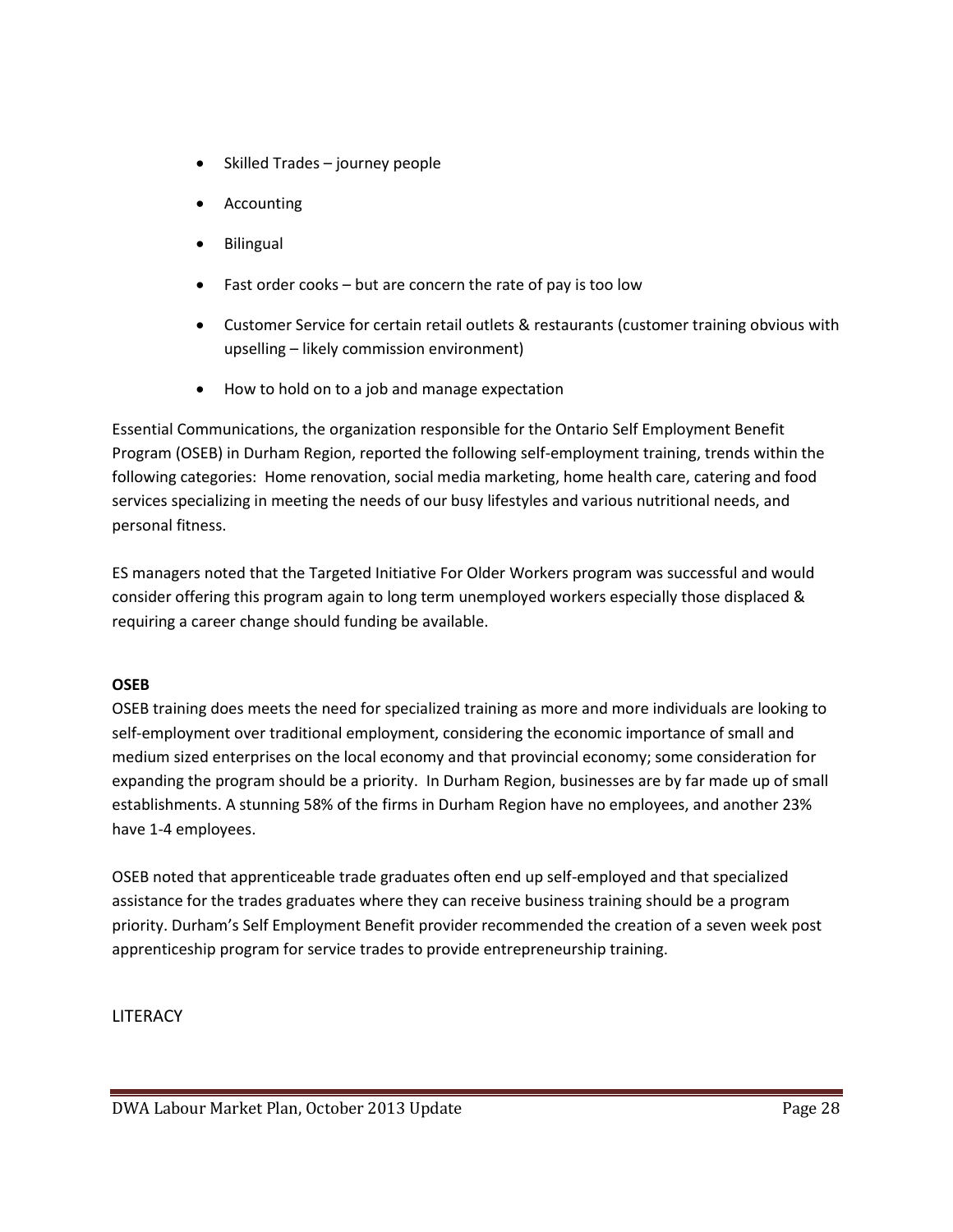- Skilled Trades – journey people
- Accounting
- Bilingual
- Fast order cooks – but are concern the rate of pay is too low
- Customer Service for certain retail outlets & restaurants (customer training obvious with upselling – likely commission environment)
- How to hold on to a job and manage expectation

Essential Communications, the organization responsible for the Ontario Self Employment Benefit Program (OSEB) in Durham Region, reported the following self-employment training, trends within the following categories: Home renovation, social media marketing, home health care, catering and food services specializing in meeting the needs of our busy lifestyles and various nutritional needs, and personal fitness.

ES managers noted that the Targeted Initiative For Older Workers program was successful and would consider offering this program again to long term unemployed workers especially those displaced & requiring a career change should funding be available.

**OSEB**

OSEB training does meets the need for specialized training as more and more individuals are looking to self-employment over traditional employment, considering the economic importance of small and medium sized enterprises on the local economy and that provincial economy; some consideration for expanding the program should be a priority. In Durham Region, businesses are by far made up of small establishments. A stunning 58% of the firms in Durham Region have no employees, and another 23% have 1-4 employees.

OSEB noted that apprenticeable trade graduates often end up self-employed and that specialized assistance for the trades graduates where they can receive business training should be a program priority. Durham's Self Employment Benefit provider recommended the creation of a seven week post apprenticeship program for service trades to provide entrepreneurship training.

LITERACY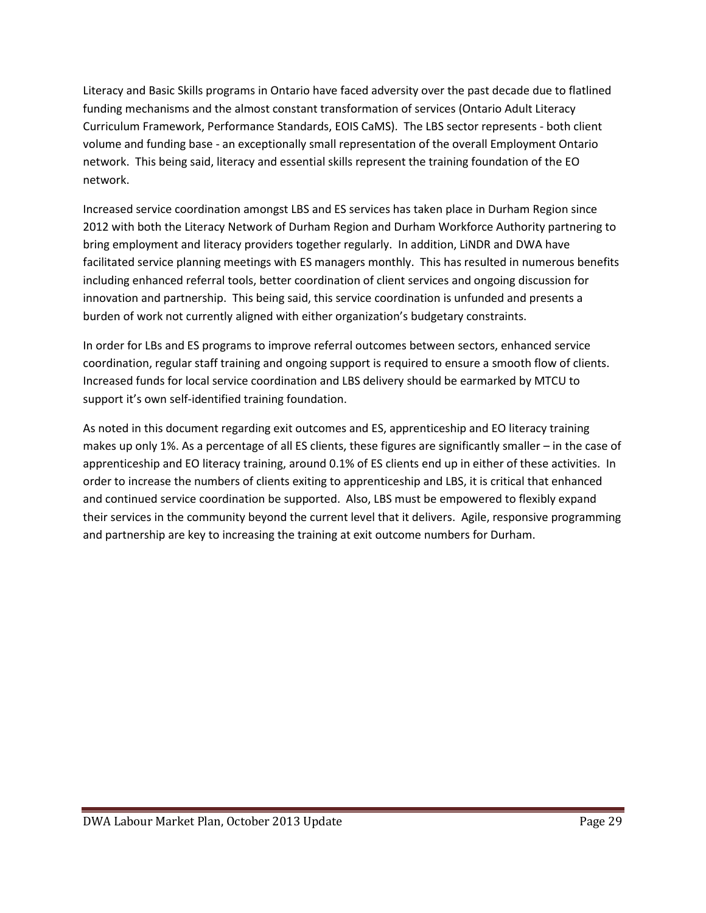Literacy and Basic Skills programs in Ontario have faced adversity over the past decade due to flatlined funding mechanisms and the almost constant transformation of services (Ontario Adult Literacy Curriculum Framework, Performance Standards, EOIS CaMS). The LBS sector represents - both client volume and funding base - an exceptionally small representation of the overall Employment Ontario network. This being said, literacy and essential skills represent the training foundation of the EO network.

Increased service coordination amongst LBS and ES services has taken place in Durham Region since 2012 with both the Literacy Network of Durham Region and Durham Workforce Authority partnering to bring employment and literacy providers together regularly. In addition, LiNDR and DWA have facilitated service planning meetings with ES managers monthly. This has resulted in numerous benefits including enhanced referral tools, better coordination of client services and ongoing discussion for innovation and partnership. This being said, this service coordination is unfunded and presents a burden of work not currently aligned with either organization's budgetary constraints.

In order for LBs and ES programs to improve referral outcomes between sectors, enhanced service coordination, regular staff training and ongoing support is required to ensure a smooth flow of clients. Increased funds for local service coordination and LBS delivery should be earmarked by MTCU to support it's own self-identified training foundation.

As noted in this document regarding exit outcomes and ES, apprenticeship and EO literacy training makes up only 1%. As a percentage of all ES clients, these figures are significantly smaller – in the case of apprenticeship and EO literacy training, around 0.1% of ES clients end up in either of these activities. In order to increase the numbers of clients exiting to apprenticeship and LBS, it is critical that enhanced and continued service coordination be supported. Also, LBS must be empowered to flexibly expand their services in the community beyond the current level that it delivers. Agile, responsive programming and partnership are key to increasing the training at exit outcome numbers for Durham.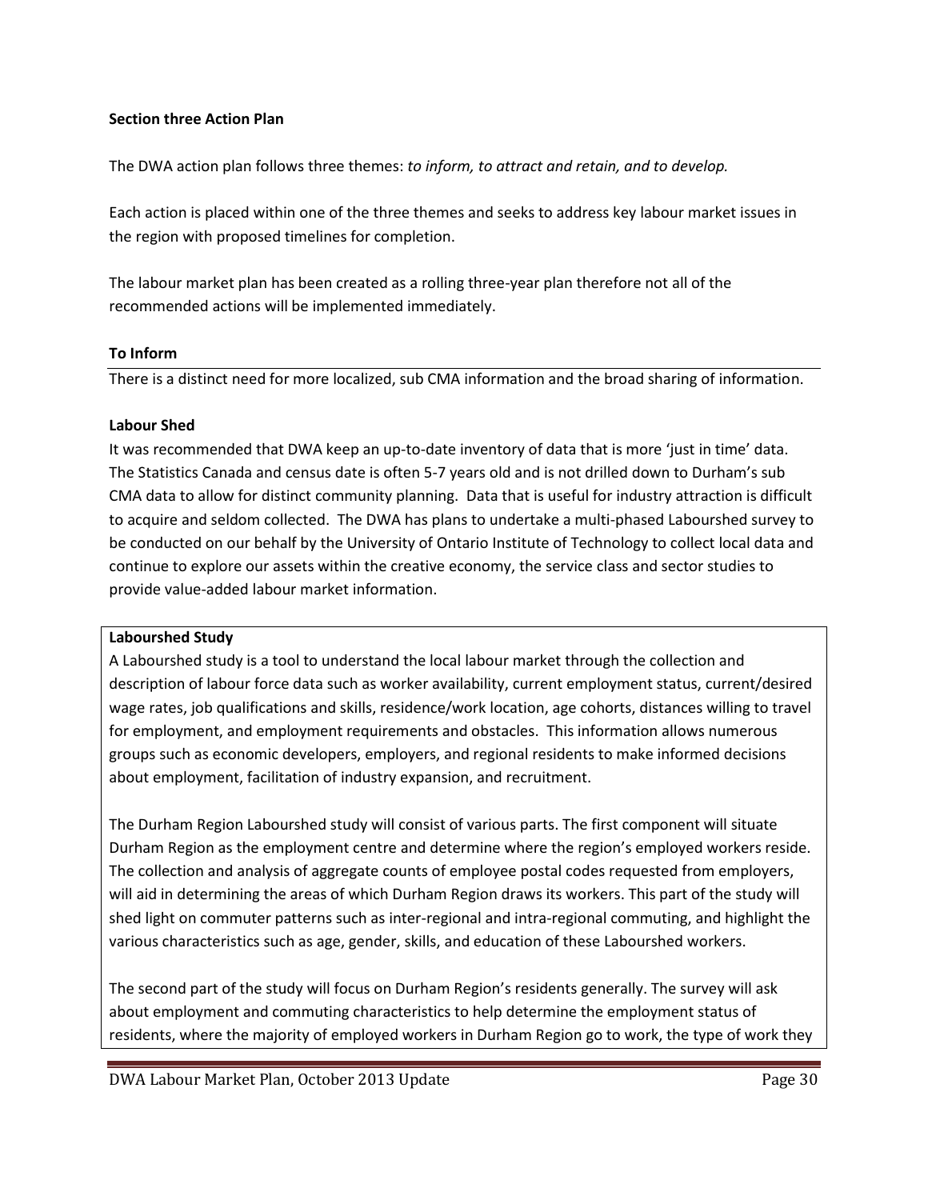**Section three Action Plan**

The DWA action plan follows three themes: *to inform, to attract and retain, and to develop.*

Each action is placed within one of the three themes and seeks to address key labour market issues in the region with proposed timelines for completion.

The labour market plan has been created as a rolling three-year plan therefore not all of the recommended actions will be implemented immediately.

## To Inform

There is a distinct need for more localized, sub CMA information and the broad sharing of information.

### Labour Shed

It was recommended that DWA keep an up-to-date inventory of data that is more 'just in time' data. The Statistics Canada and census date is often 5-7 years old and is not drilled down to Durham's sub CMA data to allow for distinct community planning. Data that is useful for industry attraction is difficult to acquire and seldom collected. The DWA has plans to undertake a multi-phased Labourshed survey to be conducted on our behalf by the University of Ontario Institute of Technology to collect local data and continue to explore our assets within the creative economy, the service class and sector studies to provide value-added labour market information.

**Labourshed Study**

A Labourshed study is a tool to understand the local labour market through the collection and description of labour force data such as worker availability, current employment status, current/desired wage rates, job qualifications and skills, residence/work location, age cohorts, distances willing to travel for employment, and employment requirements and obstacles. This information allows numerous groups such as economic developers, employers, and regional residents to make informed decisions about employment, facilitation of industry expansion, and recruitment.

The Durham Region Labourshed study will consist of various parts. The first component will situate Durham Region as the employment centre and determine where the region's employed workers reside. The collection and analysis of aggregate counts of employee postal codes requested from employers, will aid in determining the areas of which Durham Region draws its workers. This part of the study will shed light on commuter patterns such as inter-regional and intra-regional commuting, and highlight the various characteristics such as age, gender, skills, and education of these Labourshed workers.

The second part of the study will focus on Durham Region's residents generally. The survey will ask about employment and commuting characteristics to help determine the employment status of residents, where the majority of employed workers in Durham Region go to work, the type of work they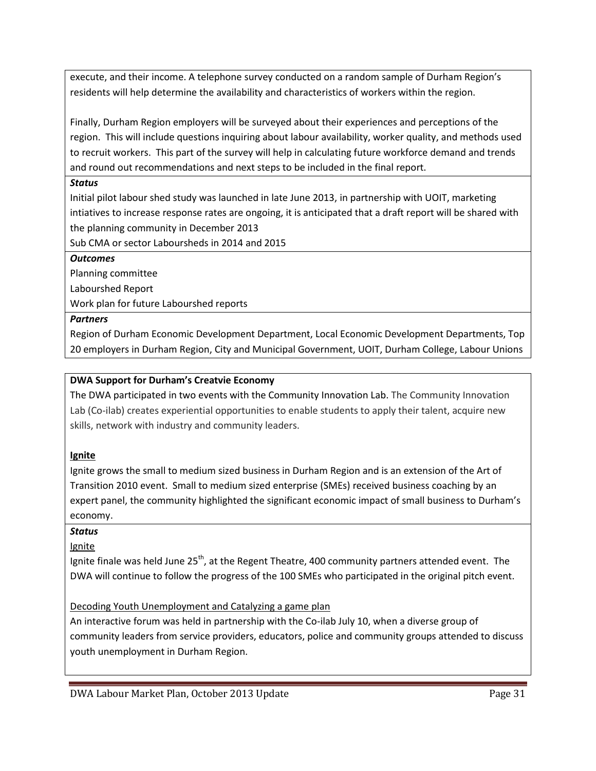execute, and their income. A telephone survey conducted on a random sample of Durham Region's residents will help determine the availability and characteristics of workers within the region.

Finally, Durham Region employers will be surveyed about their experiences and perceptions of the region. This will include questions inquiring about labour availability, worker quality, and methods used to recruit workers. This part of the survey will help in calculating future workforce demand and trends and round out recommendations and next steps to be included in the final report.

***Status***

Initial pilot labour shed study was launched in late June 2013, in partnership with UOIT, marketing intiatives to increase response rates are ongoing, it is anticipated that a draft report will be shared with the planning community in December 2013

Sub CMA or sector Labboursheds in 2014 and 2015

***Outcomes***

Planning committee

Labourshed Report

Work plan for future Labourshed reports

***Partners***

Region of Durham Economic Development Department, Local Economic Development Departments, Top 20 employers in Durham Region, City and Municipal Government, UOIT, Durham College, Labour Unions

**DWA Support for Durham's Creatvie Economy**

The DWA participated in two events with the Community Innovation Lab. The Community Innovation Lab (Co-ilab) creates experiential opportunities to enable students to apply their talent, acquire new skills, network with industry and community leaders.

**Ignite**

Ignite grows the small to medium sized business in Durham Region and is an extension of the Art of Transition 2010 event. Small to medium sized enterprise (SMEs) received business coaching by an expert panel, the community highlighted the significant economic impact of small business to Durham's economy.

***Status***

Ignite

Ignite finale was held June 25th, at the Regent Theatre, 400 community partners attended event. The DWA will continue to follow the progress of the 100 SMEs who participated in the original pitch event.

Decoding Youth Unemployment and Catalyzing a game plan

An interactive forum was held in partnership with the Co-ilab July 10, when a diverse group of community leaders from service providers, educators, police and community groups attended to discuss youth unemployment in Durham Region.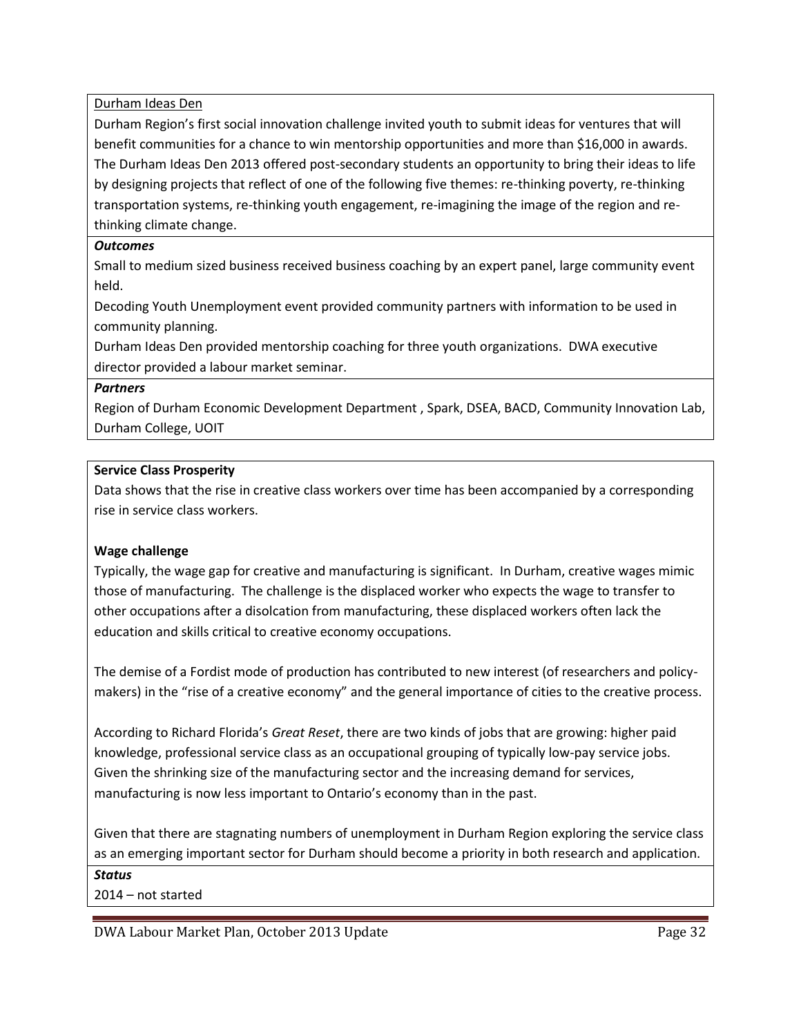Durham Ideas Den

Durham Region's first social innovation challenge invited youth to submit ideas for ventures that will benefit communities for a chance to win mentorship opportunities and more than $16,000 in awards. The Durham Ideas Den 2013 offered post-secondary students an opportunity to bring their ideas to life by designing projects that reflect of one of the following five themes: re-thinking poverty, re-thinking transportation systems, re-thinking youth engagement, re-imagining the image of the region and re-thinking climate change.

***Outcomes***

Small to medium sized business received business coaching by an expert panel, large community event held.

Decoding Youth Unemployment event provided community partners with information to be used in community planning.

Durham Ideas Den provided mentorship coaching for three youth organizations. DWA executive director provided a labour market seminar.

***Partners***

Region of Durham Economic Development Department , Spark, DSEA, BACD, Community Innovation Lab, Durham College, UOIT

**Service Class Prosperity**

Data shows that the rise in creative class workers over time has been accompanied by a corresponding rise in service class workers.

**Wage challenge**

Typically, the wage gap for creative and manufacturing is significant. In Durham, creative wages mimic those of manufacturing. The challenge is the displaced worker who expects the wage to transfer to other occupations after a disolcation from manufacturing, these displaced workers often lack the education and skills critical to creative economy occupations.

The demise of a Fordist mode of production has contributed to new interest (of researchers and policy-makers) in the "rise of a creative economy" and the general importance of cities to the creative process.

According to Richard Florida's *Great Reset*, there are two kinds of jobs that are growing: higher paid knowledge, professional service class as an occupational grouping of typically low-pay service jobs. Given the shrinking size of the manufacturing sector and the increasing demand for services, manufacturing is now less important to Ontario's economy than in the past.

Given that there are stagnating numbers of unemployment in Durham Region exploring the service class as an emerging important sector for Durham should become a priority in both research and application.

***Status***

2014 – not started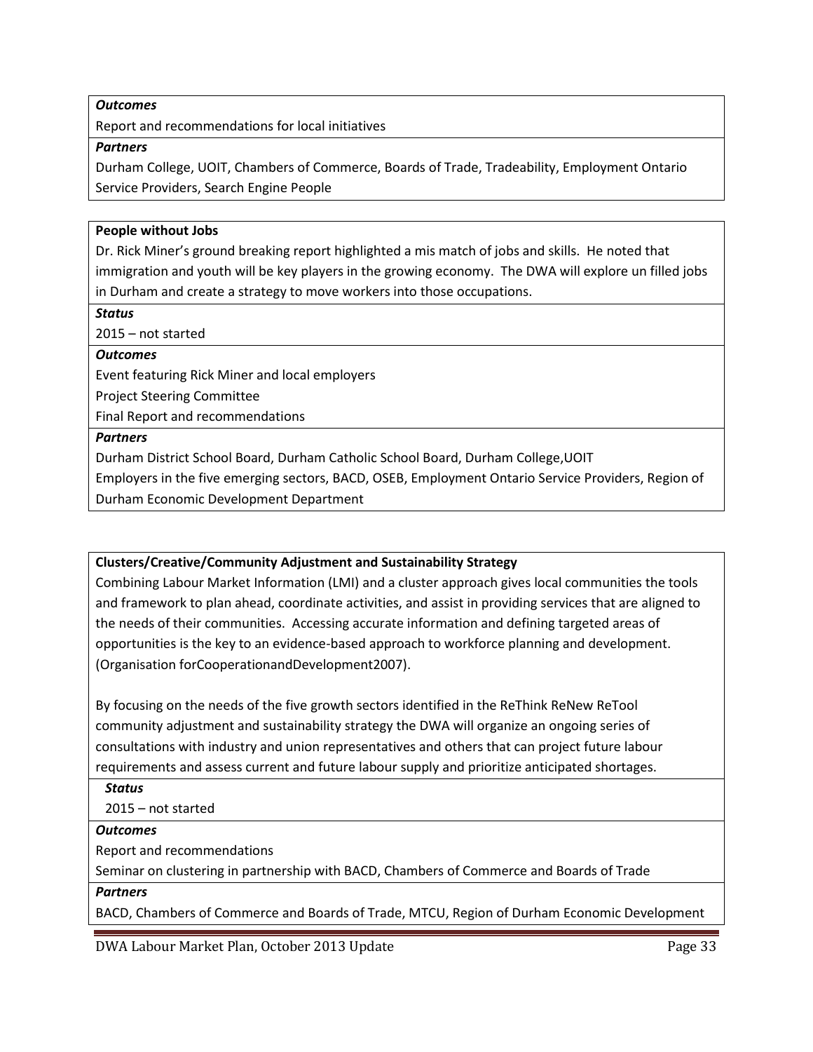***Outcomes***

Report and recommendations for local initiatives

***Partners***

Durham College, UOIT, Chambers of Commerce, Boards of Trade, Tradeability, Employment Ontario Service Providers, Search Engine People

**People without Jobs**

Dr. Rick Miner's ground breaking report highlighted a mis match of jobs and skills. He noted that immigration and youth will be key players in the growing economy. The DWA will explore un filled jobs in Durham and create a strategy to move workers into those occupations.

***Status***

2015 – not started

***Outcomes***

Event featuring Rick Miner and local employers

Project Steering Committee

Final Report and recommendations

***Partners***

Durham District School Board, Durham Catholic School Board, Durham College,UOIT

Employers in the five emerging sectors, BACD, OSEB, Employment Ontario Service Providers, Region of Durham Economic Development Department

**Clusters/Creative/Community Adjustment and Sustainability Strategy**

Combining Labour Market Information (LMI) and a cluster approach gives local communities the tools and framework to plan ahead, coordinate activities, and assist in providing services that are aligned to the needs of their communities. Accessing accurate information and defining targeted areas of opportunities is the key to an evidence-based approach to workforce planning and development. (Organisation forCooperationandDevelopment2007).

By focusing on the needs of the five growth sectors identified in the ReThink ReNew ReTool community adjustment and sustainability strategy the DWA will organize an ongoing series of consultations with industry and union representatives and others that can project future labour requirements and assess current and future labour supply and prioritize anticipated shortages.

***Status***

2015 – not started

***Outcomes***

Report and recommendations

Seminar on clustering in partnership with BACD, Chambers of Commerce and Boards of Trade

***Partners***

BACD, Chambers of Commerce and Boards of Trade, MTCU, Region of Durham Economic Development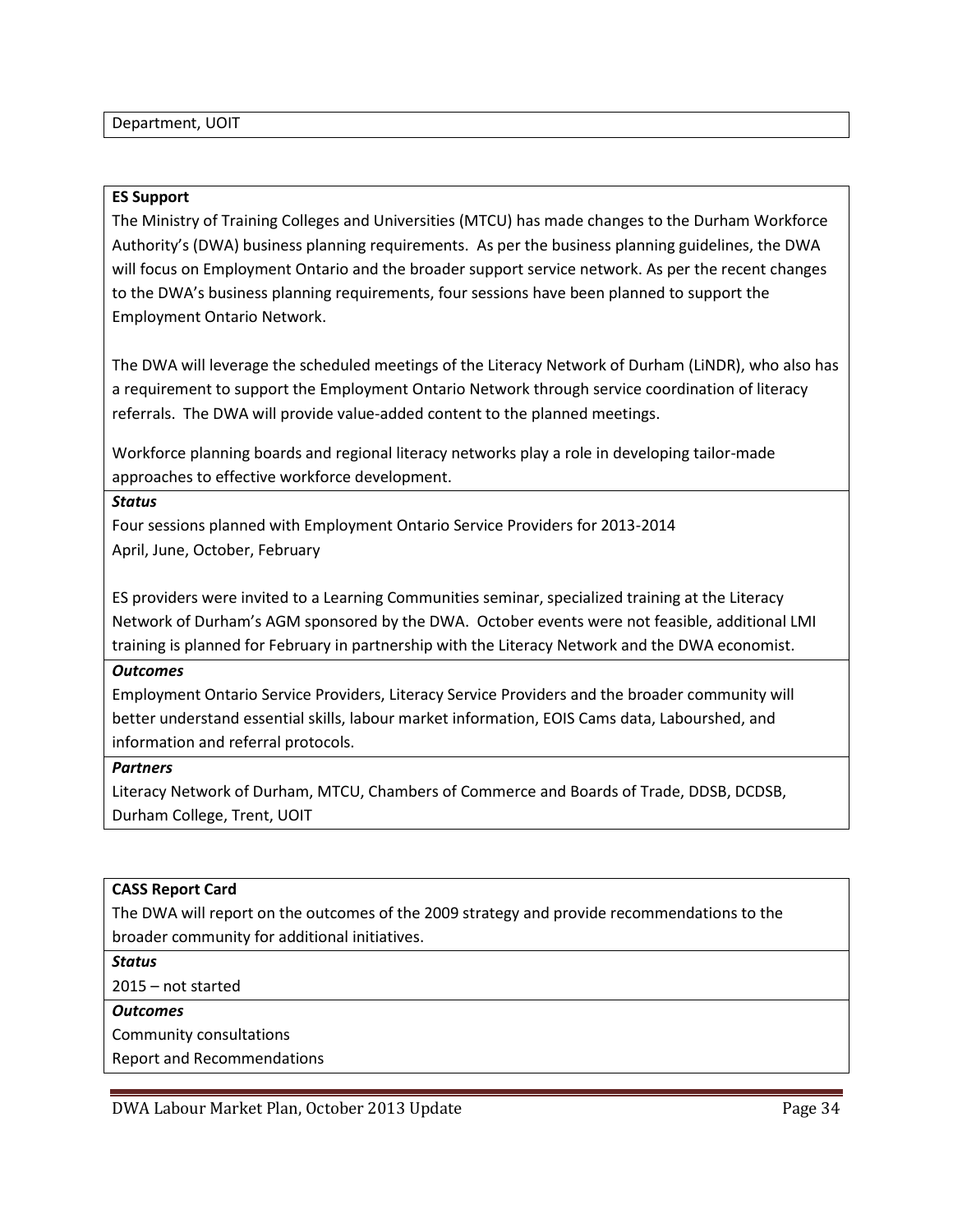Department, UOIT

**ES Support**

The Ministry of Training Colleges and Universities (MTCU) has made changes to the Durham Workforce Authority's (DWA) business planning requirements. As per the business planning guidelines, the DWA will focus on Employment Ontario and the broader support service network. As per the recent changes to the DWA's business planning requirements, four sessions have been planned to support the Employment Ontario Network.

The DWA will leverage the scheduled meetings of the Literacy Network of Durham (LiNDR), who also has a requirement to support the Employment Ontario Network through service coordination of literacy referrals. The DWA will provide value-added content to the planned meetings.

Workforce planning boards and regional literacy networks play a role in developing tailor-made approaches to effective workforce development.

***Status***

Four sessions planned with Employment Ontario Service Providers for 2013-2014
April, June, October, February

ES providers were invited to a Learning Communities seminar, specialized training at the Literacy Network of Durham's AGM sponsored by the DWA. October events were not feasible, additional LMI training is planned for February in partnership with the Literacy Network and the DWA economist.

***Outcomes***

Employment Ontario Service Providers, Literacy Service Providers and the broader community will better understand essential skills, labour market information, EOIS Cams data, Labourshed, and information and referral protocols.

***Partners***

Literacy Network of Durham, MTCU, Chambers of Commerce and Boards of Trade, DDSB, DCDSB, Durham College, Trent, UOIT

**CASS Report Card**

The DWA will report on the outcomes of the 2009 strategy and provide recommendations to the broader community for additional initiatives.

***Status***

2015 – not started

***Outcomes***

Community consultations
Report and Recommendations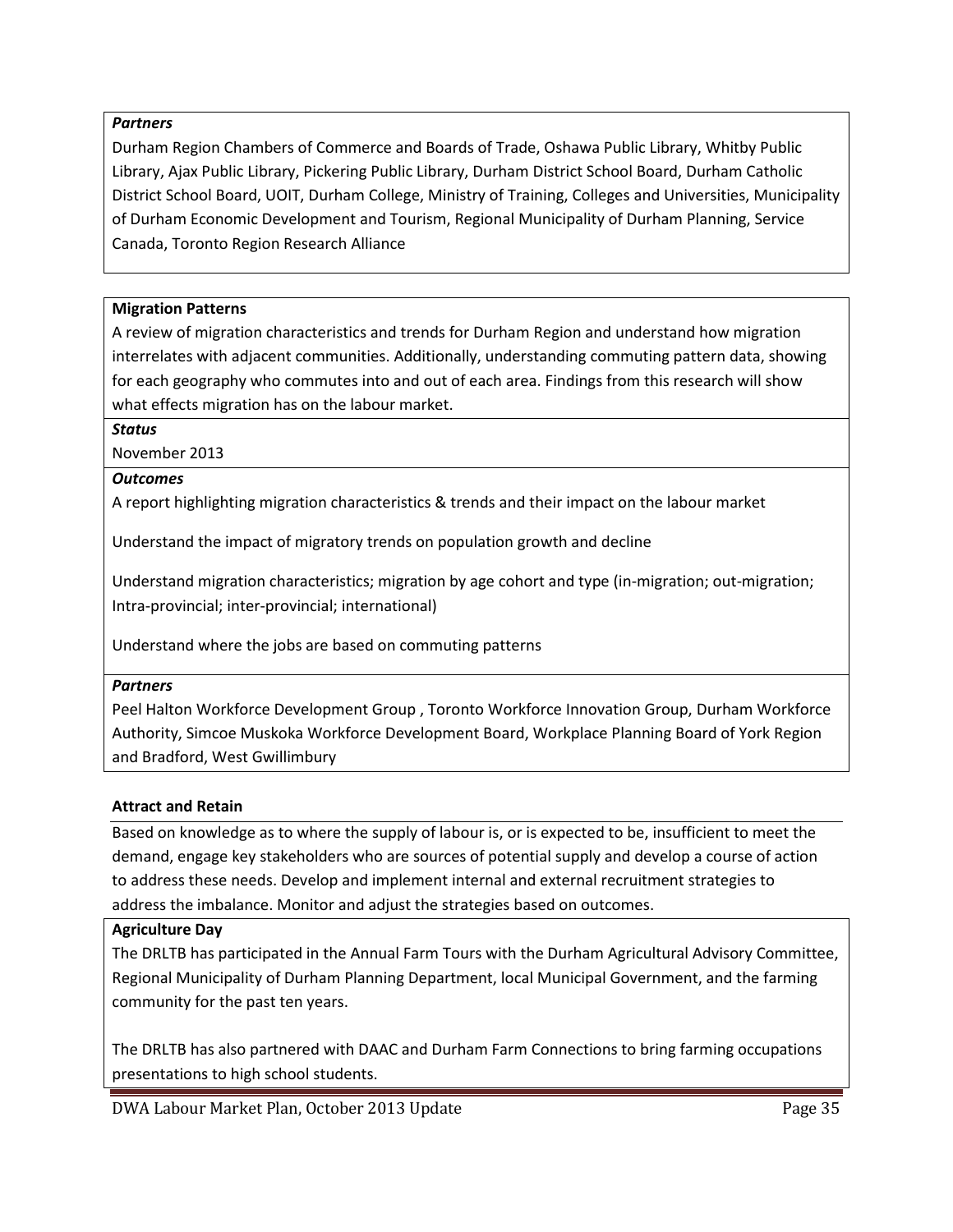***Partners***

Durham Region Chambers of Commerce and Boards of Trade, Oshawa Public Library, Whitby Public Library, Ajax Public Library, Pickering Public Library, Durham District School Board, Durham Catholic District School Board, UOIT, Durham College, Ministry of Training, Colleges and Universities, Municipality of Durham Economic Development and Tourism, Regional Municipality of Durham Planning, Service Canada, Toronto Region Research Alliance

**Migration Patterns**

A review of migration characteristics and trends for Durham Region and understand how migration interrelates with adjacent communities. Additionally, understanding commuting pattern data, showing for each geography who commutes into and out of each area. Findings from this research will show what effects migration has on the labour market.

***Status***

November 2013

***Outcomes***

A report highlighting migration characteristics & trends and their impact on the labour market

Understand the impact of migratory trends on population growth and decline

Understand migration characteristics; migration by age cohort and type (in-migration; out-migration; Intra-provincial; inter-provincial; international)

Understand where the jobs are based on commuting patterns

***Partners***

Peel Halton Workforce Development Group , Toronto Workforce Innovation Group, Durham Workforce Authority, Simcoe Muskoka Workforce Development Board, Workplace Planning Board of York Region and Bradford, West Gwillimbury

**Attract and Retain**

Based on knowledge as to where the supply of labour is, or is expected to be, insufficient to meet the demand, engage key stakeholders who are sources of potential supply and develop a course of action to address these needs. Develop and implement internal and external recruitment strategies to address the imbalance. Monitor and adjust the strategies based on outcomes.

**Agriculture Day**

The DRLTB has participated in the Annual Farm Tours with the Durham Agricultural Advisory Committee, Regional Municipality of Durham Planning Department, local Municipal Government, and the farming community for the past ten years.

The DRLTB has also partnered with DAAC and Durham Farm Connections to bring farming occupations presentations to high school students.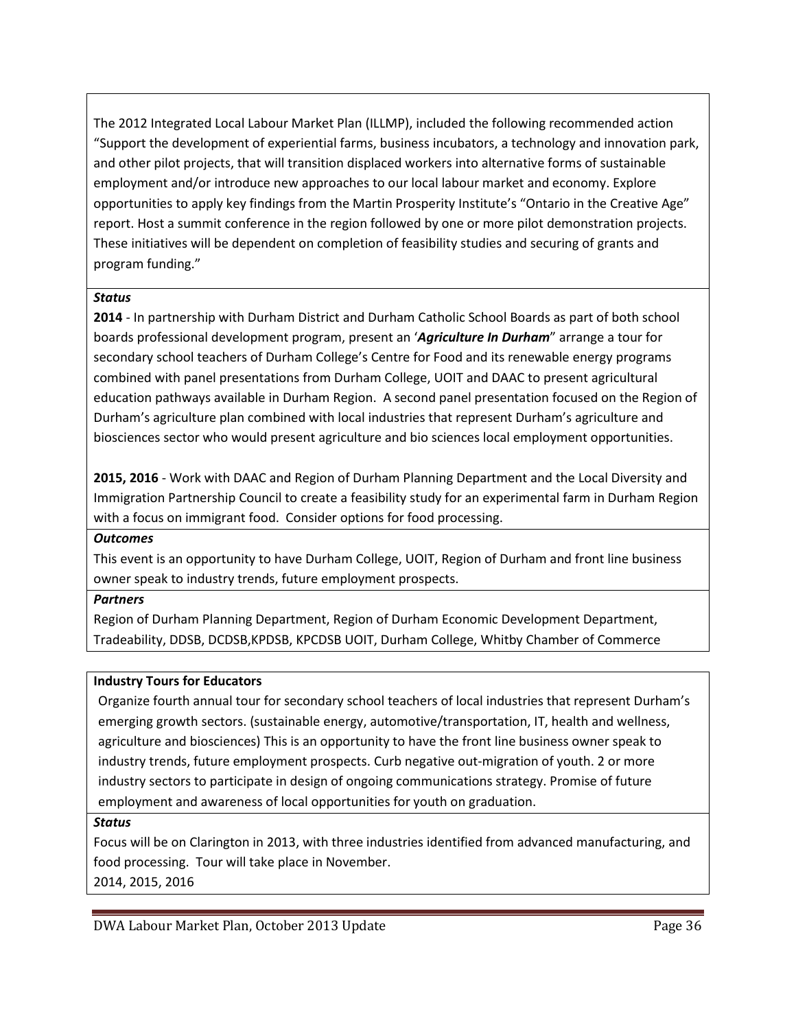The 2012 Integrated Local Labour Market Plan (ILLMP), included the following recommended action "Support the development of experiential farms, business incubators, a technology and innovation park, and other pilot projects, that will transition displaced workers into alternative forms of sustainable employment and/or introduce new approaches to our local labour market and economy. Explore opportunities to apply key findings from the Martin Prosperity Institute's "Ontario in the Creative Age" report. Host a summit conference in the region followed by one or more pilot demonstration projects. These initiatives will be dependent on completion of feasibility studies and securing of grants and program funding."

***Status***

**2014** - In partnership with Durham District and Durham Catholic School Boards as part of both school boards professional development program, present an '***Agriculture In Durham***" arrange a tour for secondary school teachers of Durham College's Centre for Food and its renewable energy programs combined with panel presentations from Durham College, UOIT and DAAC to present agricultural education pathways available in Durham Region. A second panel presentation focused on the Region of Durham's agriculture plan combined with local industries that represent Durham's agriculture and biosciences sector who would present agriculture and bio sciences local employment opportunities.

**2015, 2016** - Work with DAAC and Region of Durham Planning Department and the Local Diversity and Immigration Partnership Council to create a feasibility study for an experimental farm in Durham Region with a focus on immigrant food. Consider options for food processing.

***Outcomes***

This event is an opportunity to have Durham College, UOIT, Region of Durham and front line business owner speak to industry trends, future employment prospects.

***Partners***

Region of Durham Planning Department, Region of Durham Economic Development Department, Tradeability, DDSB, DCDSB,KPDSB, KPCDSB UOIT, Durham College, Whitby Chamber of Commerce

**Industry Tours for Educators**

Organize fourth annual tour for secondary school teachers of local industries that represent Durham's emerging growth sectors. (sustainable energy, automotive/transportation, IT, health and wellness, agriculture and biosciences) This is an opportunity to have the front line business owner speak to industry trends, future employment prospects. Curb negative out-migration of youth. 2 or more industry sectors to participate in design of ongoing communications strategy. Promise of future employment and awareness of local opportunities for youth on graduation.

***Status***

Focus will be on Clarington in 2013, with three industries identified from advanced manufacturing, and food processing. Tour will take place in November.

2014, 2015, 2016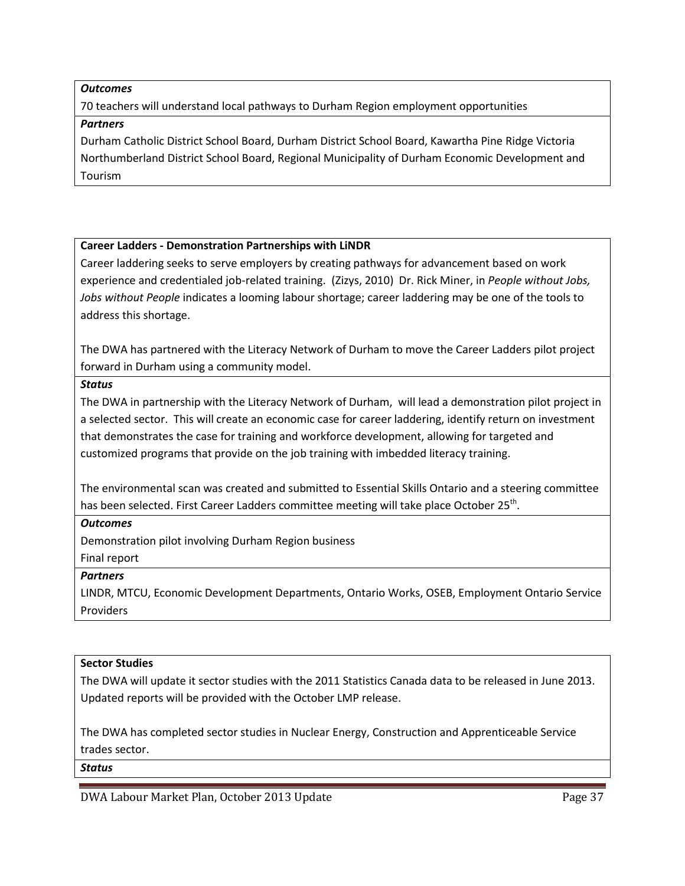***Outcomes***

70 teachers will understand local pathways to Durham Region employment opportunities

***Partners***

Durham Catholic District School Board, Durham District School Board, Kawartha Pine Ridge Victoria Northumberland District School Board, Regional Municipality of Durham Economic Development and Tourism

**Career Ladders - Demonstration Partnerships with LiNDR**

Career laddering seeks to serve employers by creating pathways for advancement based on work experience and credentialed job-related training. (Zizys, 2010) Dr. Rick Miner, in *People without Jobs, Jobs without People* indicates a looming labour shortage; career laddering may be one of the tools to address this shortage.

The DWA has partnered with the Literacy Network of Durham to move the Career Ladders pilot project forward in Durham using a community model.

***Status***

The DWA in partnership with the Literacy Network of Durham, will lead a demonstration pilot project in a selected sector. This will create an economic case for career laddering, identify return on investment that demonstrates the case for training and workforce development, allowing for targeted and customized programs that provide on the job training with imbedded literacy training.

The environmental scan was created and submitted to Essential Skills Ontario and a steering committee has been selected. First Career Ladders committee meeting will take place October 25th.

***Outcomes***

Demonstration pilot involving Durham Region business

Final report

***Partners***

LINDR, MTCU, Economic Development Departments, Ontario Works, OSEB, Employment Ontario Service Providers

**Sector Studies**

The DWA will update it sector studies with the 2011 Statistics Canada data to be released in June 2013. Updated reports will be provided with the October LMP release.

The DWA has completed sector studies in Nuclear Energy, Construction and Apprenticeable Service trades sector.

***Status***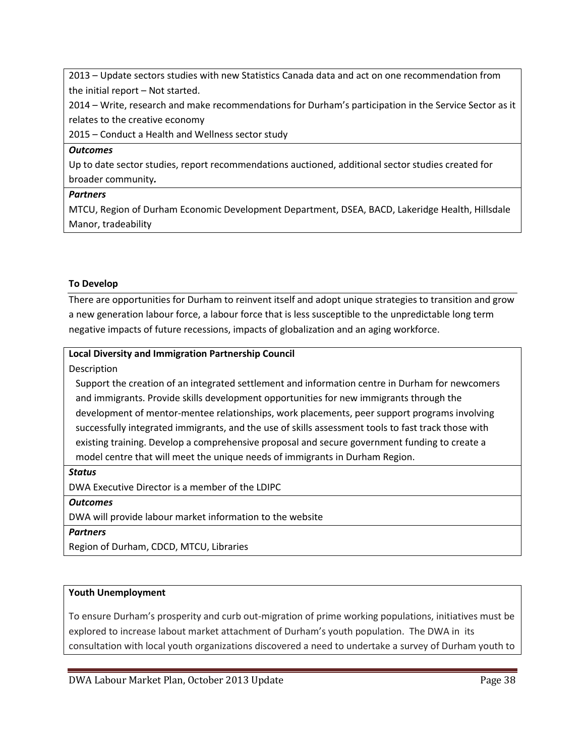2013 – Update sectors studies with new Statistics Canada data and act on one recommendation from the initial report – Not started.

2014 – Write, research and make recommendations for Durham's participation in the Service Sector as it relates to the creative economy

2015 – Conduct a Health and Wellness sector study

***Outcomes***

Up to date sector studies, report recommendations auctioned, additional sector studies created for broader community**.**

***Partners***

MTCU, Region of Durham Economic Development Department, DSEA, BACD, Lakeridge Health, Hillsdale Manor, tradeability

**To Develop**

There are opportunities for Durham to reinvent itself and adopt unique strategies to transition and grow a new generation labour force, a labour force that is less susceptible to the unpredictable long term negative impacts of future recessions, impacts of globalization and an aging workforce.

**Local Diversity and Immigration Partnership Council**

Description

Support the creation of an integrated settlement and information centre in Durham for newcomers and immigrants. Provide skills development opportunities for new immigrants through the development of mentor-mentee relationships, work placements, peer support programs involving successfully integrated immigrants, and the use of skills assessment tools to fast track those with existing training. Develop a comprehensive proposal and secure government funding to create a model centre that will meet the unique needs of immigrants in Durham Region.

***Status***

DWA Executive Director is a member of the LDIPC

***Outcomes***

DWA will provide labour market information to the website

***Partners***

Region of Durham, CDCD, MTCU, Libraries

**Youth Unemployment**

To ensure Durham's prosperity and curb out-migration of prime working populations, initiatives must be explored to increase labout market attachment of Durham's youth population. The DWA in its consultation with local youth organizations discovered a need to undertake a survey of Durham youth to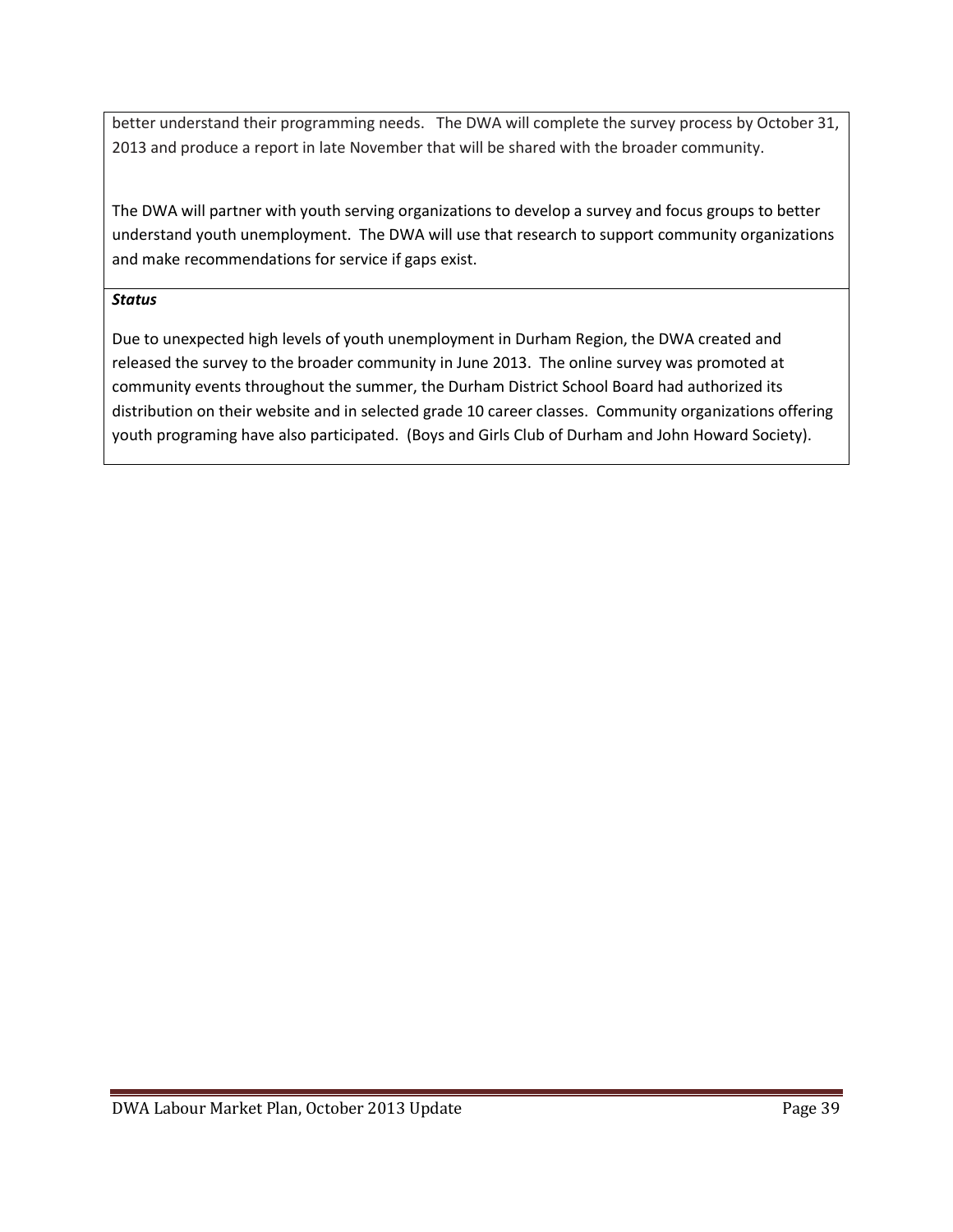better understand their programming needs. The DWA will complete the survey process by October 31, 2013 and produce a report in late November that will be shared with the broader community.

The DWA will partner with youth serving organizations to develop a survey and focus groups to better understand youth unemployment. The DWA will use that research to support community organizations and make recommendations for service if gaps exist.

***Status***

Due to unexpected high levels of youth unemployment in Durham Region, the DWA created and released the survey to the broader community in June 2013. The online survey was promoted at community events throughout the summer, the Durham District School Board had authorized its distribution on their website and in selected grade 10 career classes. Community organizations offering youth programing have also participated. (Boys and Girls Club of Durham and John Howard Society).